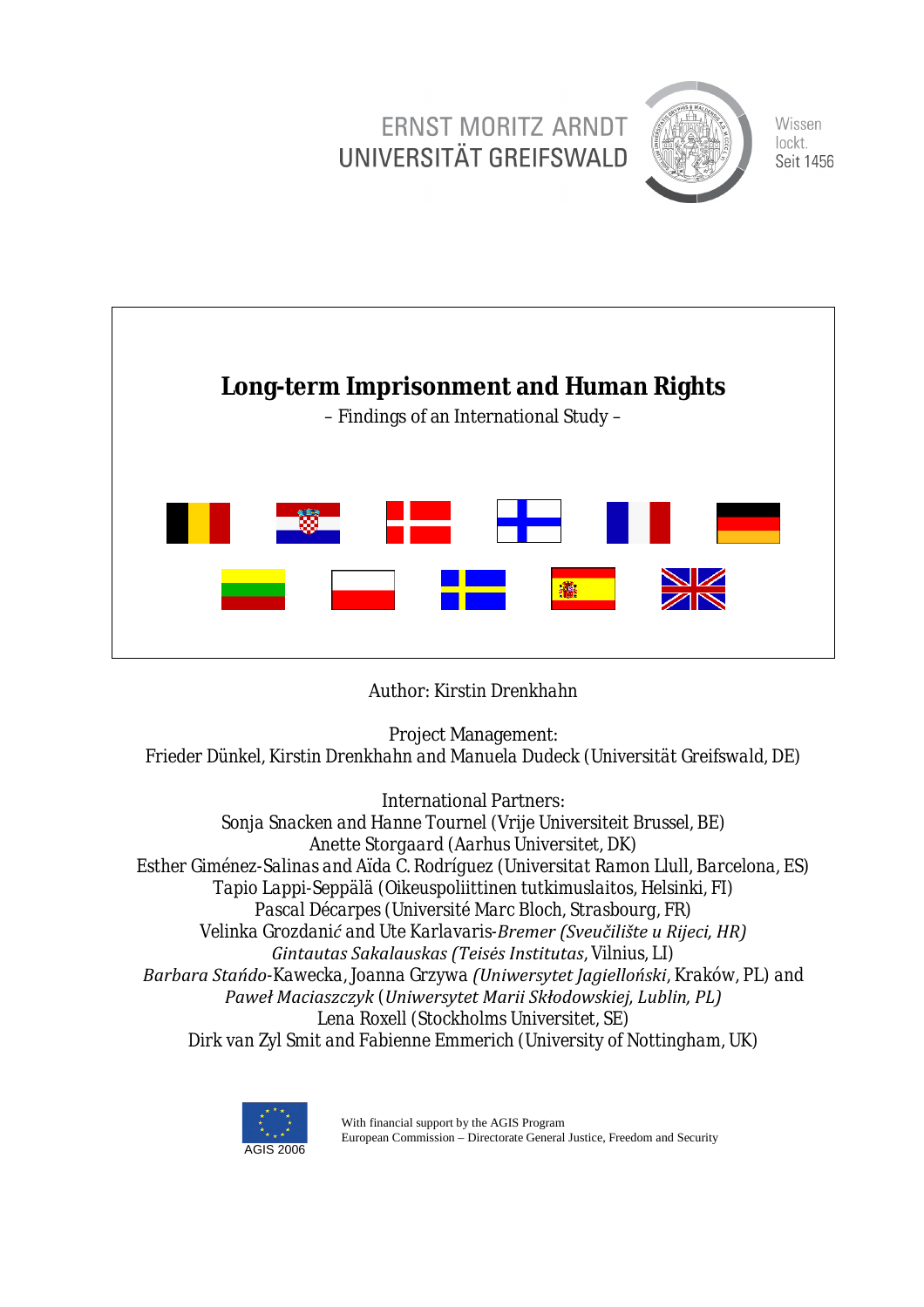ERNST MORITZ ARNDT
UNIVERSITÄT GREIFSWALD

Wissen
lockt.
Seit 1456

# Long-term Imprisonment and Human Rights

– Findings of an International Study –

Author: Kirstin Drenkhahn

Project Management:
Frieder Dünkel, Kirstin Drenkhahn and Manuela Dudeck (Universität Greifswald, DE)

International Partners:
Sonja Snacken and Hanne Tournel (Vrije Universiteit Brussel, BE)
Anette Storgaard (Aarhus Universitet, DK)
Esther Giménez-Salinas and Aïda C. Rodríguez (Universitat Ramon Llull, Barcelona, ES)
Tapio Lappi-Seppälä (Oikeuspoliittinen tutkimuslaitos, Helsinki, FI)
Pascal Décarpes (Université Marc Bloch, Strasbourg, FR)
Velinka Grozdanić and Ute Karlavaris-*Bremer (Sveučilište u Rijeci, HR)*
*Gintautas Sakalauskas (Teisės Institutas*, Vilnius, LI)
*Barbara Stańdo*-Kawecka, Joanna Grzywa *(Uniwersytet Jagielloński*, Kraków, PL) and
*Paweł Maciaszczyk* (*Uniwersytet Marii Skłodowskiej, Lublin, PL)*
Lena Roxell (Stockholms Universitet, SE)
Dirk van Zyl Smit and Fabienne Emmerich (University of Nottingham, UK)

AGIS 2006

With financial support by the AGIS Program
European Commission – Directorate General Justice, Freedom and Security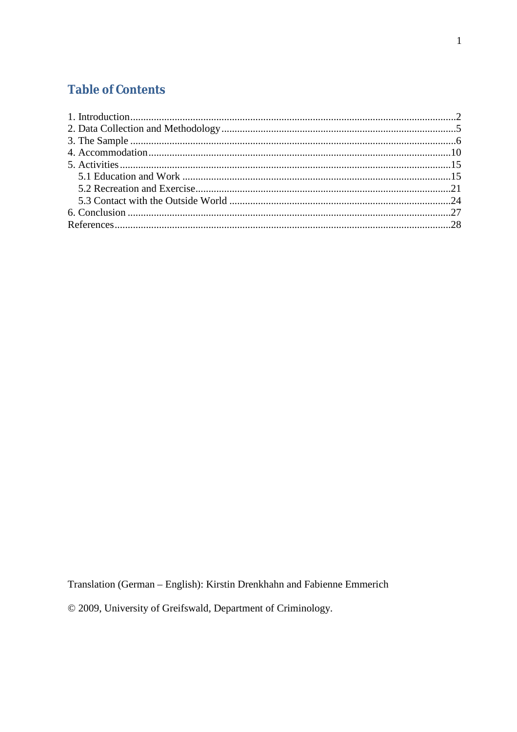## Table of Contents

1. Introduction ........................................................................................................................2
2. Data Collection and Methodology ......................................................................................5
3. The Sample .........................................................................................................................6
4. Accommodation ................................................................................................................10
5. Activities ...........................................................................................................................15
   5.1 Education and Work ....................................................................................................15
   5.2 Recreation and Exercise ..............................................................................................21
   5.3 Contact with the Outside World ..................................................................................24
6. Conclusion ........................................................................................................................27

References .............................................................................................................................28

Translation (German – English): Kirstin Drenkhahn and Fabienne Emmerich

© 2009, University of Greifswald, Department of Criminology.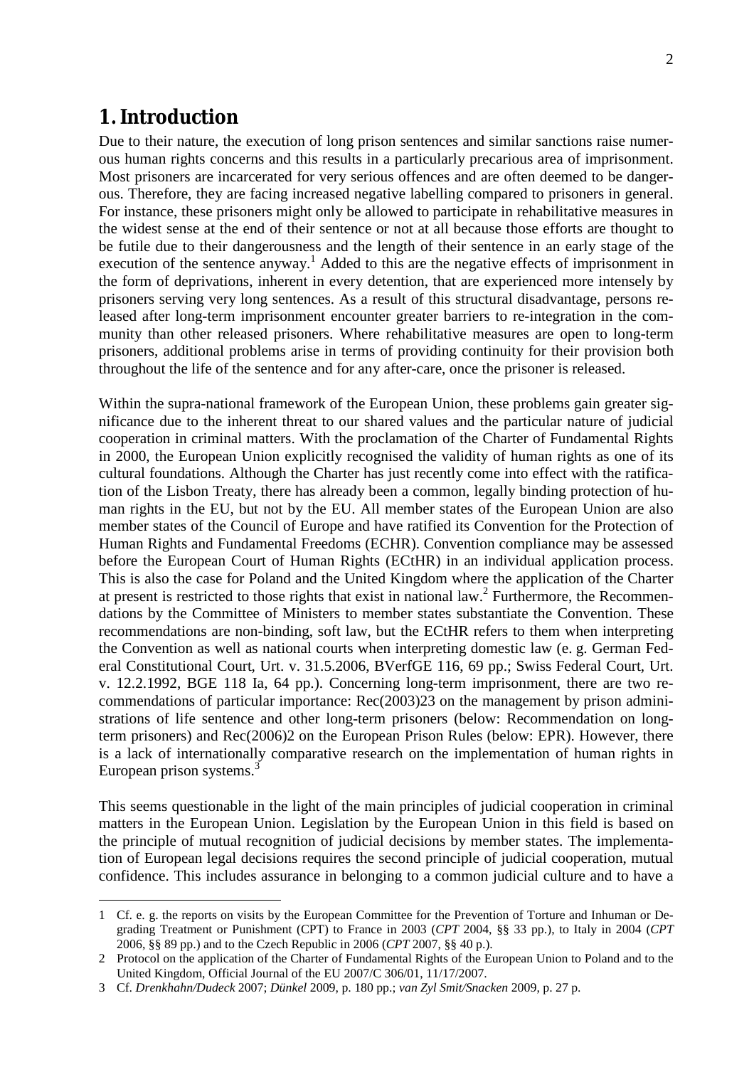# 1. Introduction

Due to their nature, the execution of long prison sentences and similar sanctions raise numerous human rights concerns and this results in a particularly precarious area of imprisonment. Most prisoners are incarcerated for very serious offences and are often deemed to be dangerous. Therefore, they are facing increased negative labelling compared to prisoners in general. For instance, these prisoners might only be allowed to participate in rehabilitative measures in the widest sense at the end of their sentence or not at all because those efforts are thought to be futile due to their dangerousness and the length of their sentence in an early stage of the execution of the sentence anyway.[1] Added to this are the negative effects of imprisonment in the form of deprivations, inherent in every detention, that are experienced more intensely by prisoners serving very long sentences. As a result of this structural disadvantage, persons released after long-term imprisonment encounter greater barriers to re-integration in the community than other released prisoners. Where rehabilitative measures are open to long-term prisoners, additional problems arise in terms of providing continuity for their provision both throughout the life of the sentence and for any after-care, once the prisoner is released.

Within the supra-national framework of the European Union, these problems gain greater significance due to the inherent threat to our shared values and the particular nature of judicial cooperation in criminal matters. With the proclamation of the Charter of Fundamental Rights in 2000, the European Union explicitly recognised the validity of human rights as one of its cultural foundations. Although the Charter has just recently come into effect with the ratification of the Lisbon Treaty, there has already been a common, legally binding protection of human rights in the EU, but not by the EU. All member states of the European Union are also member states of the Council of Europe and have ratified its Convention for the Protection of Human Rights and Fundamental Freedoms (ECHR). Convention compliance may be assessed before the European Court of Human Rights (ECtHR) in an individual application process. This is also the case for Poland and the United Kingdom where the application of the Charter at present is restricted to those rights that exist in national law.[2] Furthermore, the Recommendations by the Committee of Ministers to member states substantiate the Convention. These recommendations are non-binding, soft law, but the ECtHR refers to them when interpreting the Convention as well as national courts when interpreting domestic law (e. g. German Federal Constitutional Court, Urt. v. 31.5.2006, BVerfGE 116, 69 pp.; Swiss Federal Court, Urt. v. 12.2.1992, BGE 118 Ia, 64 pp.). Concerning long-term imprisonment, there are two recommendations of particular importance: Rec(2003)23 on the management by prison administrations of life sentence and other long-term prisoners (below: Recommendation on long-term prisoners) and Rec(2006)2 on the European Prison Rules (below: EPR). However, there is a lack of internationally comparative research on the implementation of human rights in European prison systems.[3]

This seems questionable in the light of the main principles of judicial cooperation in criminal matters in the European Union. Legislation by the European Union in this field is based on the principle of mutual recognition of judicial decisions by member states. The implementation of European legal decisions requires the second principle of judicial cooperation, mutual confidence. This includes assurance in belonging to a common judicial culture and to have a

---

1 Cf. e. g. the reports on visits by the European Committee for the Prevention of Torture and Inhuman or Degrading Treatment or Punishment (CPT) to France in 2003 (*CPT* 2004, §§ 33 pp.), to Italy in 2004 (*CPT* 2006, §§ 89 pp.) and to the Czech Republic in 2006 (*CPT* 2007, §§ 40 p.).

2 Protocol on the application of the Charter of Fundamental Rights of the European Union to Poland and to the United Kingdom, Official Journal of the EU 2007/C 306/01, 11/17/2007.

3 Cf. *Drenkhahn/Dudeck* 2007; *Dünkel* 2009, p. 180 pp.; *van Zyl Smit/Snacken* 2009, p. 27 p.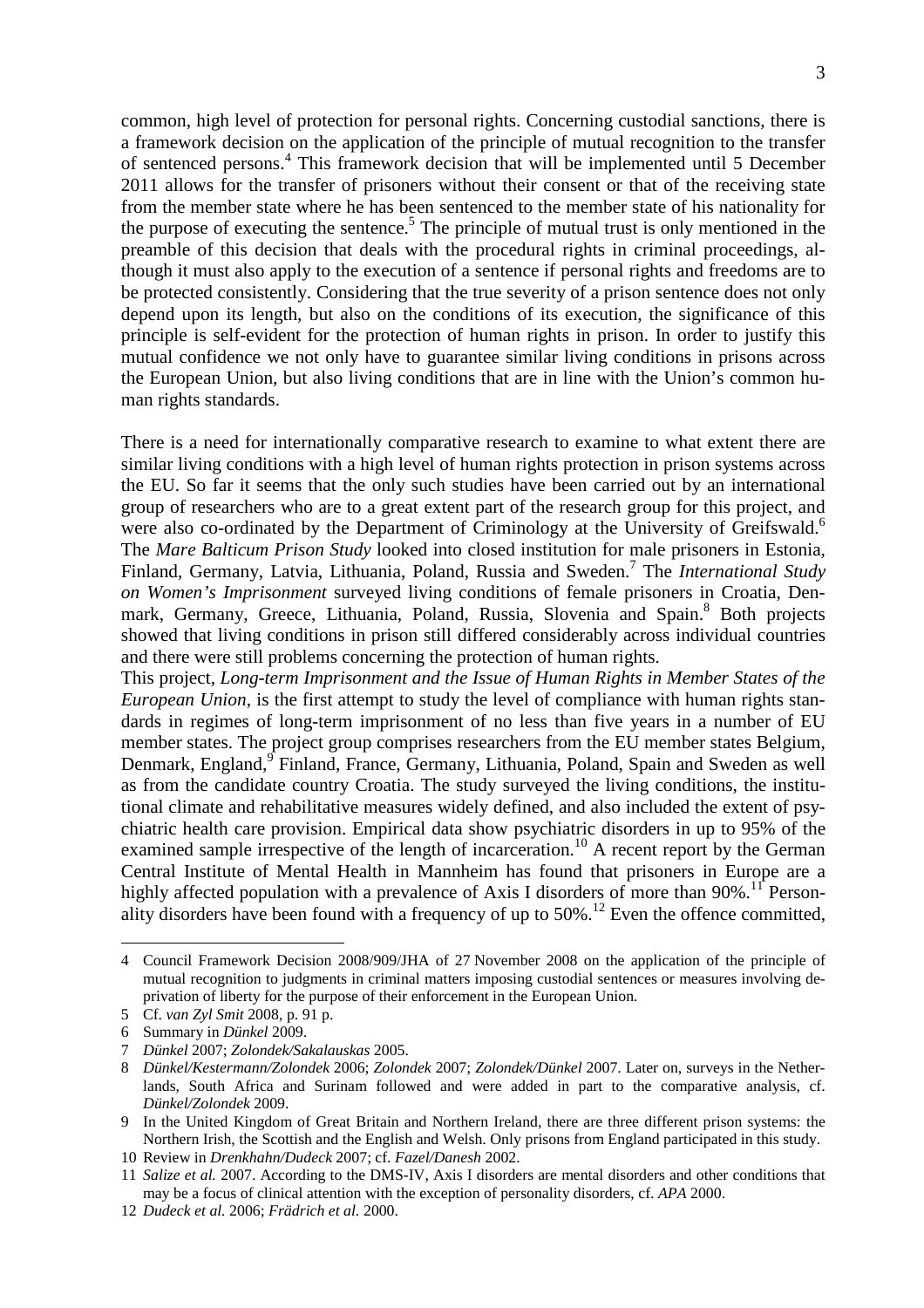common, high level of protection for personal rights. Concerning custodial sanctions, there is a framework decision on the application of the principle of mutual recognition to the transfer of sentenced persons.[4] This framework decision that will be implemented until 5 December 2011 allows for the transfer of prisoners without their consent or that of the receiving state from the member state where he has been sentenced to the member state of his nationality for the purpose of executing the sentence.[5] The principle of mutual trust is only mentioned in the preamble of this decision that deals with the procedural rights in criminal proceedings, although it must also apply to the execution of a sentence if personal rights and freedoms are to be protected consistently. Considering that the true severity of a prison sentence does not only depend upon its length, but also on the conditions of its execution, the significance of this principle is self-evident for the protection of human rights in prison. In order to justify this mutual confidence we not only have to guarantee similar living conditions in prisons across the European Union, but also living conditions that are in line with the Union's common human rights standards.

There is a need for internationally comparative research to examine to what extent there are similar living conditions with a high level of human rights protection in prison systems across the EU. So far it seems that the only such studies have been carried out by an international group of researchers who are to a great extent part of the research group for this project, and were also co-ordinated by the Department of Criminology at the University of Greifswald.[6] The *Mare Balticum Prison Study* looked into closed institution for male prisoners in Estonia, Finland, Germany, Latvia, Lithuania, Poland, Russia and Sweden.[7] The *International Study on Women's Imprisonment* surveyed living conditions of female prisoners in Croatia, Denmark, Germany, Greece, Lithuania, Poland, Russia, Slovenia and Spain.[8] Both projects showed that living conditions in prison still differed considerably across individual countries and there were still problems concerning the protection of human rights.

This project, *Long-term Imprisonment and the Issue of Human Rights in Member States of the European Union*, is the first attempt to study the level of compliance with human rights standards in regimes of long-term imprisonment of no less than five years in a number of EU member states. The project group comprises researchers from the EU member states Belgium, Denmark, England,[9] Finland, France, Germany, Lithuania, Poland, Spain and Sweden as well as from the candidate country Croatia. The study surveyed the living conditions, the institutional climate and rehabilitative measures widely defined, and also included the extent of psychiatric health care provision. Empirical data show psychiatric disorders in up to 95% of the examined sample irrespective of the length of incarceration.[10] A recent report by the German Central Institute of Mental Health in Mannheim has found that prisoners in Europe are a highly affected population with a prevalence of Axis I disorders of more than 90%.[11] Personality disorders have been found with a frequency of up to 50%.[12] Even the offence committed,

---

4 Council Framework Decision 2008/909/JHA of 27 November 2008 on the application of the principle of mutual recognition to judgments in criminal matters imposing custodial sentences or measures involving deprivation of liberty for the purpose of their enforcement in the European Union.

5 Cf. *van Zyl Smit* 2008, p. 91 p.

6 Summary in *Dünkel* 2009.

7 *Dünkel* 2007; *Zolondek/Sakalauskas* 2005.

8 *Dünkel/Kestermann/Zolondek* 2006; *Zolondek* 2007; *Zolondek/Dünkel* 2007. Later on, surveys in the Netherlands, South Africa and Surinam followed and were added in part to the comparative analysis, cf. *Dünkel/Zolondek* 2009.

9 In the United Kingdom of Great Britain and Northern Ireland, there are three different prison systems: the Northern Irish, the Scottish and the English and Welsh. Only prisons from England participated in this study.

10 Review in *Drenkhahn/Dudeck* 2007; cf. *Fazel/Danesh* 2002.

11 *Salize et al.* 2007. According to the DMS-IV, Axis I disorders are mental disorders and other conditions that may be a focus of clinical attention with the exception of personality disorders, cf. *APA* 2000.

12 *Dudeck et al.* 2006; *Frädrich et al.* 2000.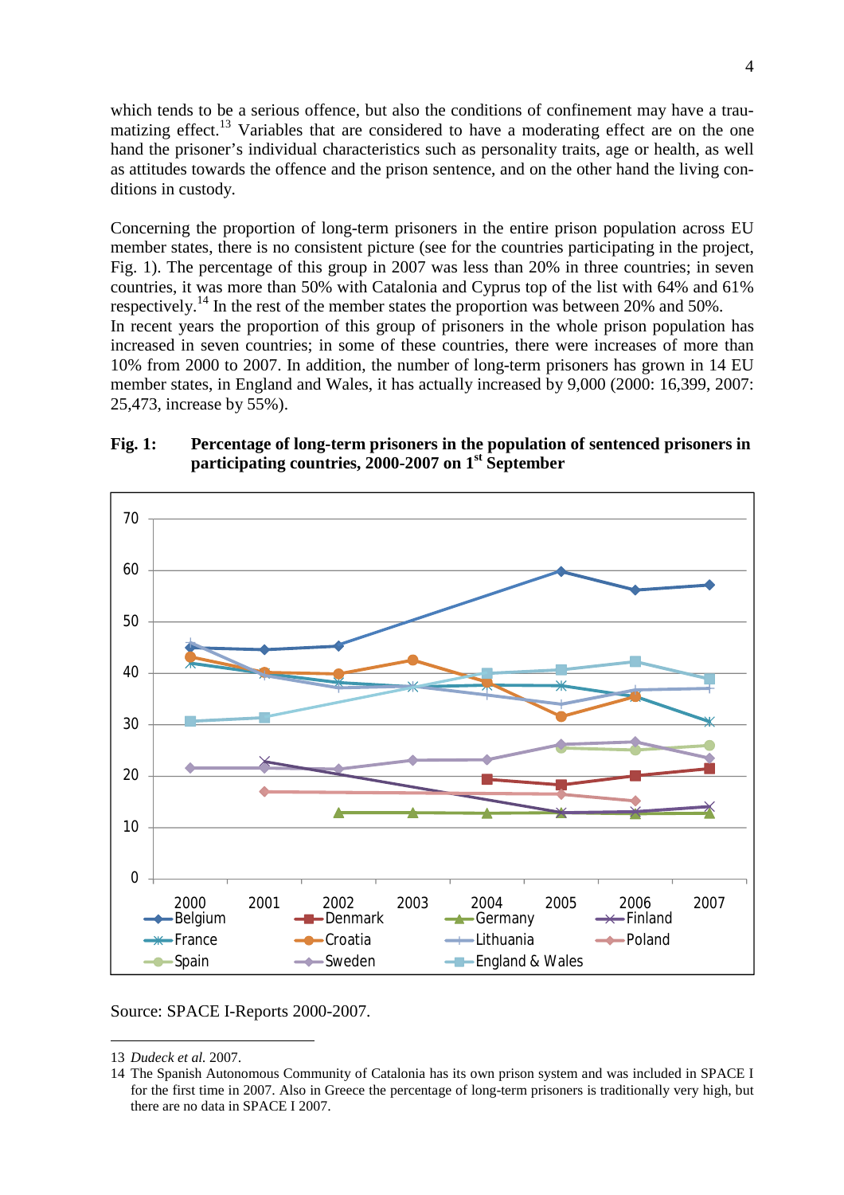which tends to be a serious offence, but also the conditions of confinement may have a traumatizing effect.[13] Variables that are considered to have a moderating effect are on the one hand the prisoner's individual characteristics such as personality traits, age or health, as well as attitudes towards the offence and the prison sentence, and on the other hand the living conditions in custody.

Concerning the proportion of long-term prisoners in the entire prison population across EU member states, there is no consistent picture (see for the countries participating in the project, Fig. 1). The percentage of this group in 2007 was less than 20% in three countries; in seven countries, it was more than 50% with Catalonia and Cyprus top of the list with 64% and 61% respectively.[14] In the rest of the member states the proportion was between 20% and 50%.
In recent years the proportion of this group of prisoners in the whole prison population has increased in seven countries; in some of these countries, there were increases of more than 10% from 2000 to 2007. In addition, the number of long-term prisoners has grown in 14 EU member states, in England and Wales, it has actually increased by 9,000 (2000: 16,399, 2007: 25,473, increase by 55%).

**Fig. 1: Percentage of long-term prisoners in the population of sentenced prisoners in participating countries, 2000-2007 on 1st September**

Source: SPACE I-Reports 2000-2007.

13 *Dudeck et al.* 2007.
14 The Spanish Autonomous Community of Catalonia has its own prison system and was included in SPACE I for the first time in 2007. Also in Greece the percentage of long-term prisoners is traditionally very high, but there are no data in SPACE I 2007.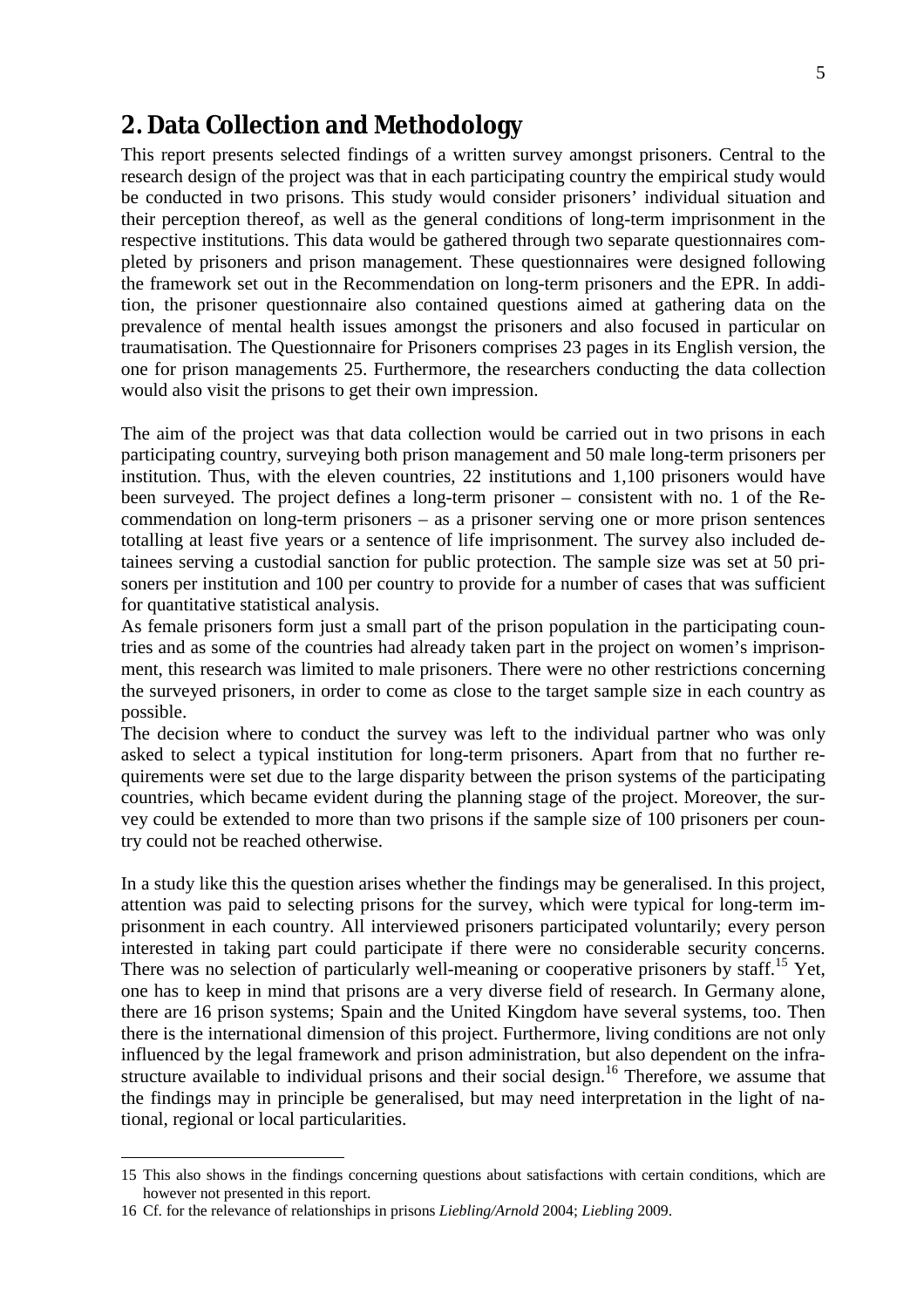## 2. Data Collection and Methodology

This report presents selected findings of a written survey amongst prisoners. Central to the research design of the project was that in each participating country the empirical study would be conducted in two prisons. This study would consider prisoners' individual situation and their perception thereof, as well as the general conditions of long-term imprisonment in the respective institutions. This data would be gathered through two separate questionnaires completed by prisoners and prison management. These questionnaires were designed following the framework set out in the Recommendation on long-term prisoners and the EPR. In addition, the prisoner questionnaire also contained questions aimed at gathering data on the prevalence of mental health issues amongst the prisoners and also focused in particular on traumatisation. The Questionnaire for Prisoners comprises 23 pages in its English version, the one for prison managements 25. Furthermore, the researchers conducting the data collection would also visit the prisons to get their own impression.

The aim of the project was that data collection would be carried out in two prisons in each participating country, surveying both prison management and 50 male long-term prisoners per institution. Thus, with the eleven countries, 22 institutions and 1,100 prisoners would have been surveyed. The project defines a long-term prisoner – consistent with no. 1 of the Recommendation on long-term prisoners – as a prisoner serving one or more prison sentences totalling at least five years or a sentence of life imprisonment. The survey also included detainees serving a custodial sanction for public protection. The sample size was set at 50 prisoners per institution and 100 per country to provide for a number of cases that was sufficient for quantitative statistical analysis.

As female prisoners form just a small part of the prison population in the participating countries and as some of the countries had already taken part in the project on women's imprisonment, this research was limited to male prisoners. There were no other restrictions concerning the surveyed prisoners, in order to come as close to the target sample size in each country as possible.

The decision where to conduct the survey was left to the individual partner who was only asked to select a typical institution for long-term prisoners. Apart from that no further requirements were set due to the large disparity between the prison systems of the participating countries, which became evident during the planning stage of the project. Moreover, the survey could be extended to more than two prisons if the sample size of 100 prisoners per country could not be reached otherwise.

In a study like this the question arises whether the findings may be generalised. In this project, attention was paid to selecting prisons for the survey, which were typical for long-term imprisonment in each country. All interviewed prisoners participated voluntarily; every person interested in taking part could participate if there were no considerable security concerns. There was no selection of particularly well-meaning or cooperative prisoners by staff.[15] Yet, one has to keep in mind that prisons are a very diverse field of research. In Germany alone, there are 16 prison systems; Spain and the United Kingdom have several systems, too. Then there is the international dimension of this project. Furthermore, living conditions are not only influenced by the legal framework and prison administration, but also dependent on the infrastructure available to individual prisons and their social design.[16] Therefore, we assume that the findings may in principle be generalised, but may need interpretation in the light of national, regional or local particularities.

---

15 This also shows in the findings concerning questions about satisfactions with certain conditions, which are however not presented in this report.

16 Cf. for the relevance of relationships in prisons *Liebling/Arnold* 2004; *Liebling* 2009.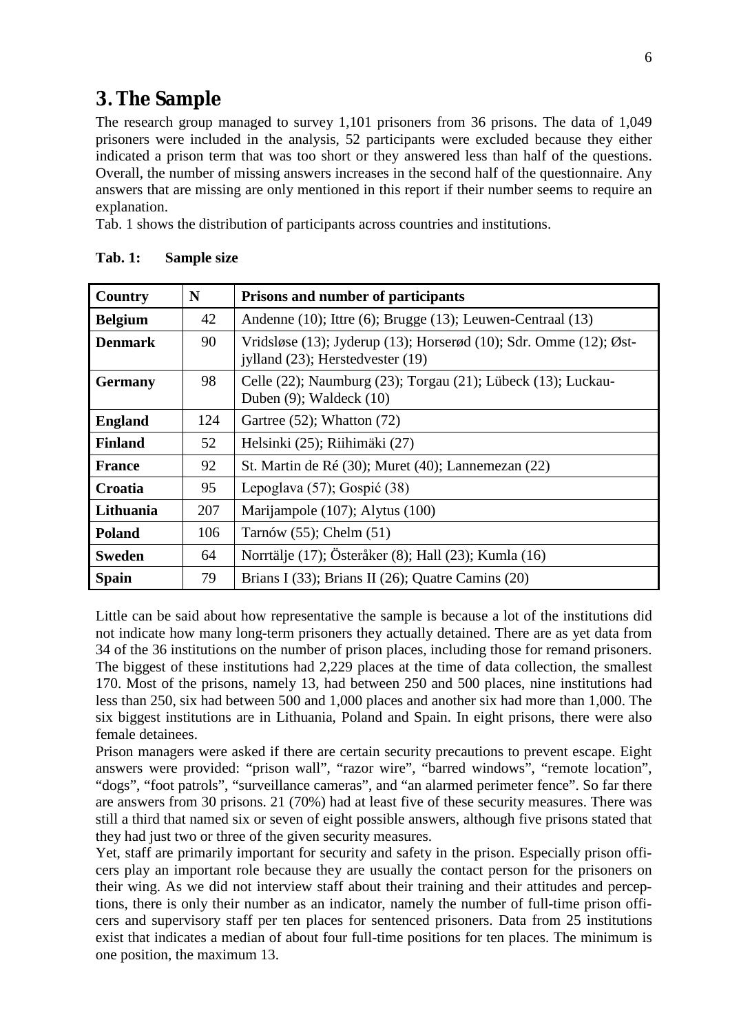# 3. The Sample

The research group managed to survey 1,101 prisoners from 36 prisons. The data of 1,049 prisoners were included in the analysis, 52 participants were excluded because they either indicated a prison term that was too short or they answered less than half of the questions. Overall, the number of missing answers increases in the second half of the questionnaire. Any answers that are missing are only mentioned in this report if their number seems to require an explanation.

Tab. 1 shows the distribution of participants across countries and institutions.

**Tab. 1: Sample size**

| Country | N | Prisons and number of participants |
|---|---|---|
| **Belgium** | 42 | Andenne (10); Ittre (6); Brugge (13); Leuwen-Centraal (13) |
| **Denmark** | 90 | Vridsløse (13); Jyderup (13); Horserød (10); Sdr. Omme (12); Øst-jylland (23); Herstedvester (19) |
| **Germany** | 98 | Celle (22); Naumburg (23); Torgau (21); Lübeck (13); Luckau-Duben (9); Waldeck (10) |
| **England** | 124 | Gartree (52); Whatton (72) |
| **Finland** | 52 | Helsinki (25); Riihimäki (27) |
| **France** | 92 | St. Martin de Ré (30); Muret (40); Lannemezan (22) |
| **Croatia** | 95 | Lepoglava (57); Gospić (38) |
| **Lithuania** | 207 | Marijampole (107); Alytus (100) |
| **Poland** | 106 | Tarnów (55); Chelm (51) |
| **Sweden** | 64 | Norrtälje (17); Österåker (8); Hall (23); Kumla (16) |
| **Spain** | 79 | Brians I (33); Brians II (26); Quatre Camins (20) |

Little can be said about how representative the sample is because a lot of the institutions did not indicate how many long-term prisoners they actually detained. There are as yet data from 34 of the 36 institutions on the number of prison places, including those for remand prisoners. The biggest of these institutions had 2,229 places at the time of data collection, the smallest 170. Most of the prisons, namely 13, had between 250 and 500 places, nine institutions had less than 250, six had between 500 and 1,000 places and another six had more than 1,000. The six biggest institutions are in Lithuania, Poland and Spain. In eight prisons, there were also female detainees.

Prison managers were asked if there are certain security precautions to prevent escape. Eight answers were provided: "prison wall", "razor wire", "barred windows", "remote location", "dogs", "foot patrols", "surveillance cameras", and "an alarmed perimeter fence". So far there are answers from 30 prisons. 21 (70%) had at least five of these security measures. There was still a third that named six or seven of eight possible answers, although five prisons stated that they had just two or three of the given security measures.

Yet, staff are primarily important for security and safety in the prison. Especially prison officers play an important role because they are usually the contact person for the prisoners on their wing. As we did not interview staff about their training and their attitudes and perceptions, there is only their number as an indicator, namely the number of full-time prison officers and supervisory staff per ten places for sentenced prisoners. Data from 25 institutions exist that indicates a median of about four full-time positions for ten places. The minimum is one position, the maximum 13.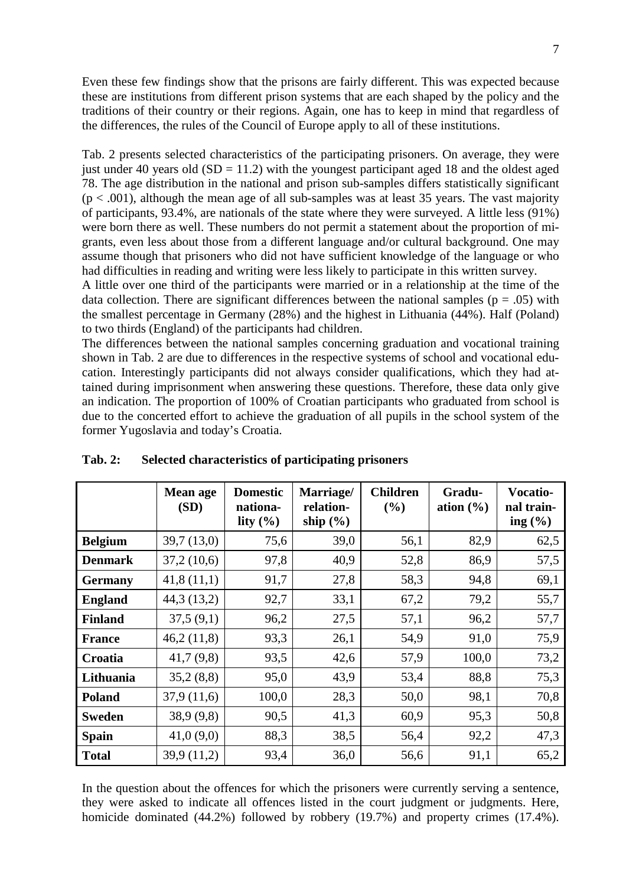Even these few findings show that the prisons are fairly different. This was expected because these are institutions from different prison systems that are each shaped by the policy and the traditions of their country or their regions. Again, one has to keep in mind that regardless of the differences, the rules of the Council of Europe apply to all of these institutions.

Tab. 2 presents selected characteristics of the participating prisoners. On average, they were just under 40 years old ($SD = 11.2$) with the youngest participant aged 18 and the oldest aged 78. The age distribution in the national and prison sub-samples differs statistically significant ($p < .001$), although the mean age of all sub-samples was at least 35 years. The vast majority of participants, 93.4%, are nationals of the state where they were surveyed. A little less (91%) were born there as well. These numbers do not permit a statement about the proportion of migrants, even less about those from a different language and/or cultural background. One may assume though that prisoners who did not have sufficient knowledge of the language or who had difficulties in reading and writing were less likely to participate in this written survey.
A little over one third of the participants were married or in a relationship at the time of the data collection. There are significant differences between the national samples ($p = .05$) with the smallest percentage in Germany (28%) and the highest in Lithuania (44%). Half (Poland) to two thirds (England) of the participants had children.
The differences between the national samples concerning graduation and vocational training shown in Tab. 2 are due to differences in the respective systems of school and vocational education. Interestingly participants did not always consider qualifications, which they had attained during imprisonment when answering these questions. Therefore, these data only give an indication. The proportion of 100% of Croatian participants who graduated from school is due to the concerted effort to achieve the graduation of all pupils in the school system of the former Yugoslavia and today's Croatia.

**Tab. 2: Selected characteristics of participating prisoners**

| | Mean age (SD) | Domestic nationality (%) | Marriage/ relationship (%) | Children (%) | Graduation (%) | Vocational training (%) |
|---|---|---|---|---|---|---|
| **Belgium** | 39,7 (13,0) | 75,6 | 39,0 | 56,1 | 82,9 | 62,5 |
| **Denmark** | 37,2 (10,6) | 97,8 | 40,9 | 52,8 | 86,9 | 57,5 |
| **Germany** | 41,8 (11,1) | 91,7 | 27,8 | 58,3 | 94,8 | 69,1 |
| **England** | 44,3 (13,2) | 92,7 | 33,1 | 67,2 | 79,2 | 55,7 |
| **Finland** | 37,5 (9,1) | 96,2 | 27,5 | 57,1 | 96,2 | 57,7 |
| **France** | 46,2 (11,8) | 93,3 | 26,1 | 54,9 | 91,0 | 75,9 |
| **Croatia** | 41,7 (9,8) | 93,5 | 42,6 | 57,9 | 100,0 | 73,2 |
| **Lithuania** | 35,2 (8,8) | 95,0 | 43,9 | 53,4 | 88,8 | 75,3 |
| **Poland** | 37,9 (11,6) | 100,0 | 28,3 | 50,0 | 98,1 | 70,8 |
| **Sweden** | 38,9 (9,8) | 90,5 | 41,3 | 60,9 | 95,3 | 50,8 |
| **Spain** | 41,0 (9,0) | 88,3 | 38,5 | 56,4 | 92,2 | 47,3 |
| **Total** | 39,9 (11,2) | 93,4 | 36,0 | 56,6 | 91,1 | 65,2 |

In the question about the offences for which the prisoners were currently serving a sentence, they were asked to indicate all offences listed in the court judgment or judgments. Here, homicide dominated (44.2%) followed by robbery (19.7%) and property crimes (17.4%).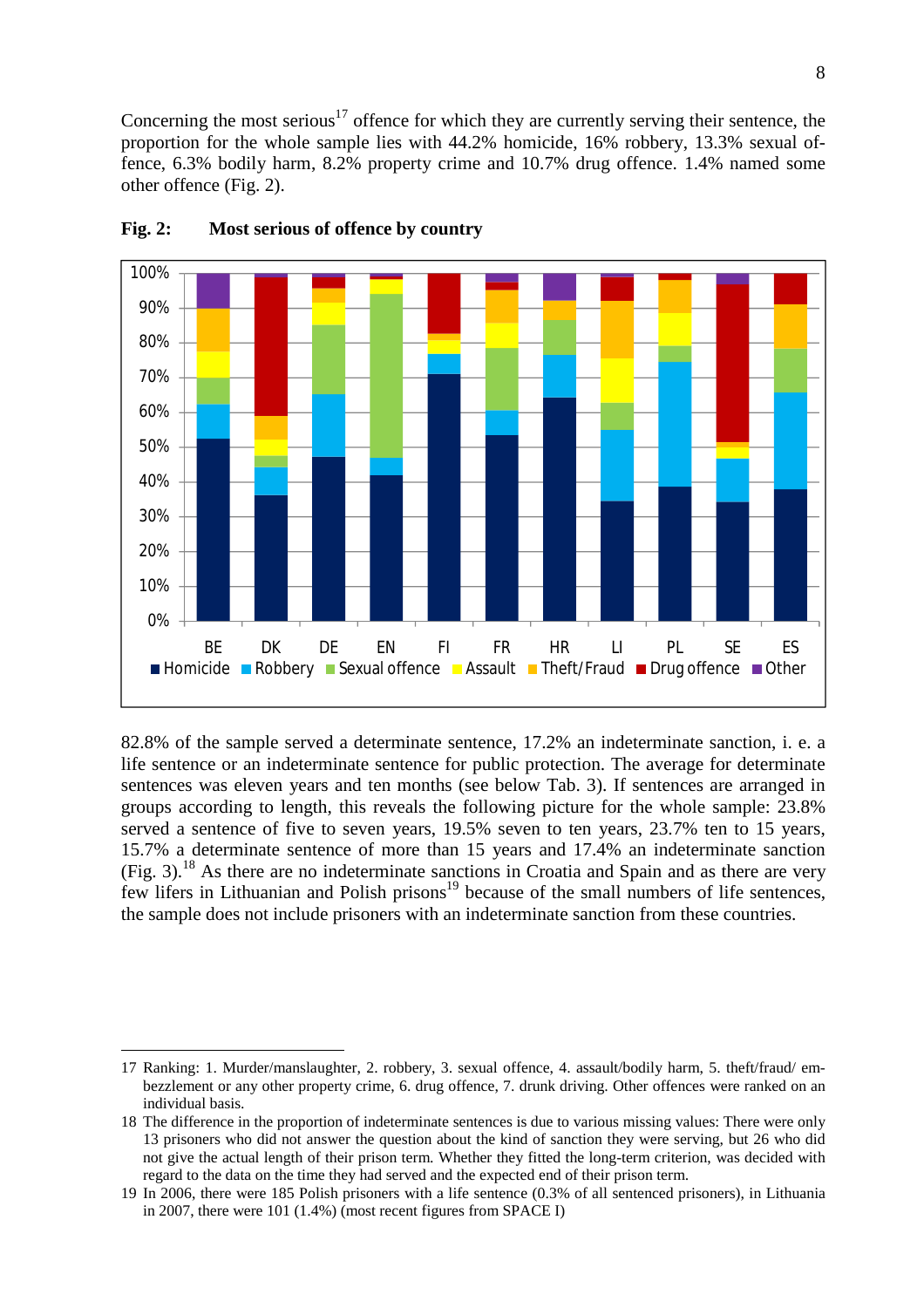Concerning the most serious[17] offence for which they are currently serving their sentence, the proportion for the whole sample lies with 44.2% homicide, 16% robbery, 13.3% sexual offence, 6.3% bodily harm, 8.2% property crime and 10.7% drug offence. 1.4% named some other offence (Fig. 2).

**Fig. 2: Most serious of offence by country**

82.8% of the sample served a determinate sentence, 17.2% an indeterminate sanction, i. e. a life sentence or an indeterminate sentence for public protection. The average for determinate sentences was eleven years and ten months (see below Tab. 3). If sentences are arranged in groups according to length, this reveals the following picture for the whole sample: 23.8% served a sentence of five to seven years, 19.5% seven to ten years, 23.7% ten to 15 years, 15.7% a determinate sentence of more than 15 years and 17.4% an indeterminate sanction (Fig. 3).[18] As there are no indeterminate sanctions in Croatia and Spain and as there are very few lifers in Lithuanian and Polish prisons[19] because of the small numbers of life sentences, the sample does not include prisoners with an indeterminate sanction from these countries.

17 Ranking: 1. Murder/manslaughter, 2. robbery, 3. sexual offence, 4. assault/bodily harm, 5. theft/fraud/ embezzlement or any other property crime, 6. drug offence, 7. drunk driving. Other offences were ranked on an individual basis.

18 The difference in the proportion of indeterminate sentences is due to various missing values: There were only 13 prisoners who did not answer the question about the kind of sanction they were serving, but 26 who did not give the actual length of their prison term. Whether they fitted the long-term criterion, was decided with regard to the data on the time they had served and the expected end of their prison term.

19 In 2006, there were 185 Polish prisoners with a life sentence (0.3% of all sentenced prisoners), in Lithuania in 2007, there were 101 (1.4%) (most recent figures from SPACE I)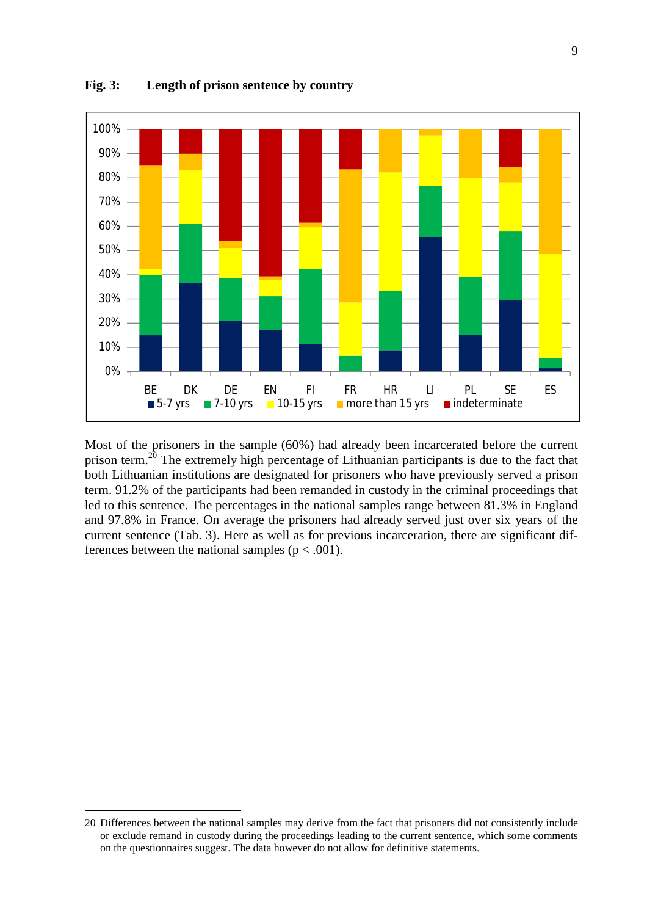**Fig. 3: Length of prison sentence by country**

Most of the prisoners in the sample (60%) had already been incarcerated before the current prison term.[20] The extremely high percentage of Lithuanian participants is due to the fact that both Lithuanian institutions are designated for prisoners who have previously served a prison term. 91.2% of the participants had been remanded in custody in the criminal proceedings that led to this sentence. The percentages in the national samples range between 81.3% in England and 97.8% in France. On average the prisoners had already served just over six years of the current sentence (Tab. 3). Here as well as for previous incarceration, there are significant differences between the national samples ($p < .001$).

20 Differences between the national samples may derive from the fact that prisoners did not consistently include or exclude remand in custody during the proceedings leading to the current sentence, which some comments on the questionnaires suggest. The data however do not allow for definitive statements.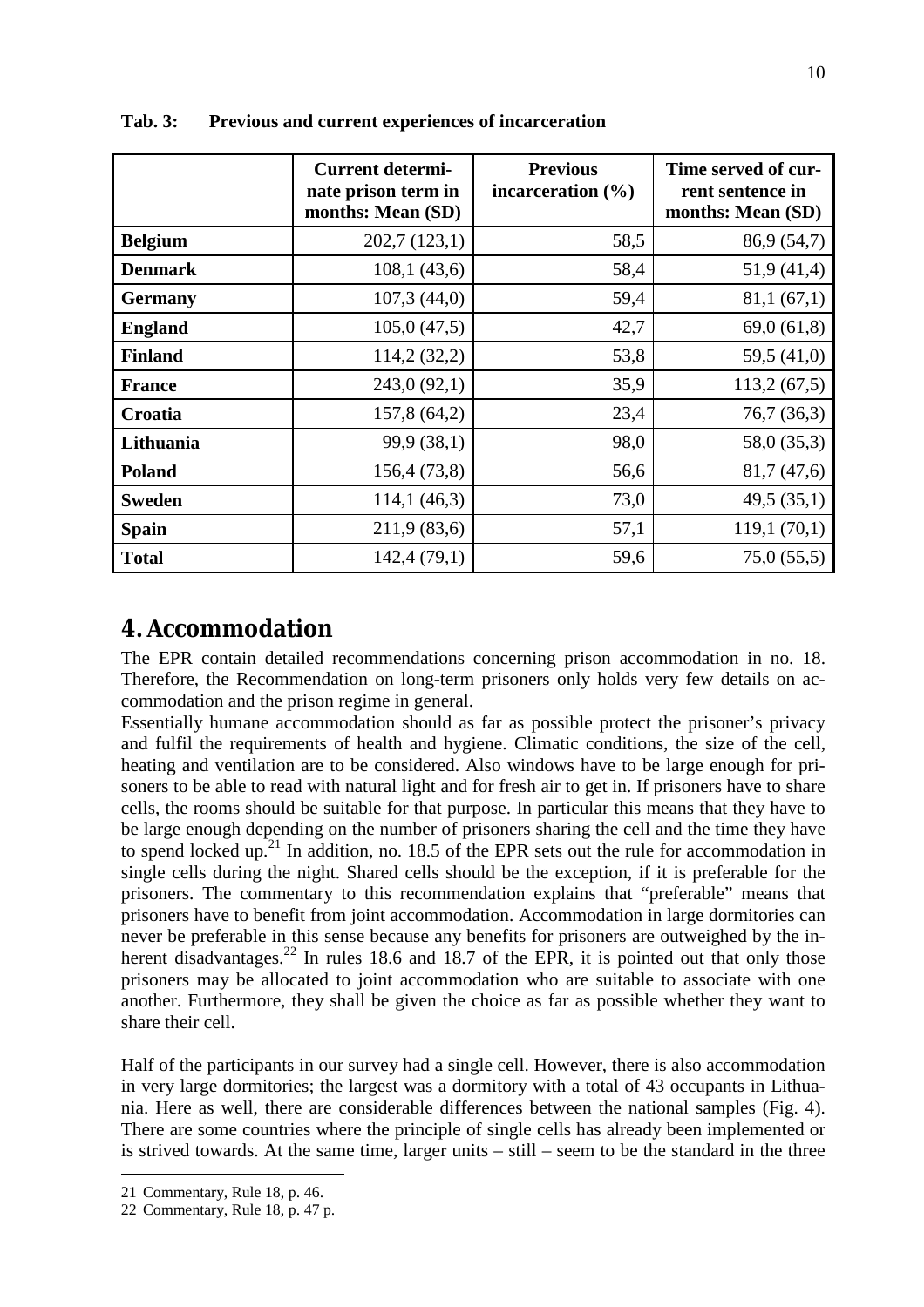**Tab. 3: Previous and current experiences of incarceration**

| | Current determinate prison term in months: Mean (SD) | Previous incarceration (%) | Time served of current sentence in months: Mean (SD) |
|---|---|---|---|
| **Belgium** | 202,7 (123,1) | 58,5 | 86,9 (54,7) |
| **Denmark** | 108,1 (43,6) | 58,4 | 51,9 (41,4) |
| **Germany** | 107,3 (44,0) | 59,4 | 81,1 (67,1) |
| **England** | 105,0 (47,5) | 42,7 | 69,0 (61,8) |
| **Finland** | 114,2 (32,2) | 53,8 | 59,5 (41,0) |
| **France** | 243,0 (92,1) | 35,9 | 113,2 (67,5) |
| **Croatia** | 157,8 (64,2) | 23,4 | 76,7 (36,3) |
| **Lithuania** | 99,9 (38,1) | 98,0 | 58,0 (35,3) |
| **Poland** | 156,4 (73,8) | 56,6 | 81,7 (47,6) |
| **Sweden** | 114,1 (46,3) | 73,0 | 49,5 (35,1) |
| **Spain** | 211,9 (83,6) | 57,1 | 119,1 (70,1) |
| **Total** | 142,4 (79,1) | 59,6 | 75,0 (55,5) |

## 4. Accommodation

The EPR contain detailed recommendations concerning prison accommodation in no. 18. Therefore, the Recommendation on long-term prisoners only holds very few details on accommodation and the prison regime in general.

Essentially humane accommodation should as far as possible protect the prisoner's privacy and fulfil the requirements of health and hygiene. Climatic conditions, the size of the cell, heating and ventilation are to be considered. Also windows have to be large enough for prisoners to be able to read with natural light and for fresh air to get in. If prisoners have to share cells, the rooms should be suitable for that purpose. In particular this means that they have to be large enough depending on the number of prisoners sharing the cell and the time they have to spend locked up.[21] In addition, no. 18.5 of the EPR sets out the rule for accommodation in single cells during the night. Shared cells should be the exception, if it is preferable for the prisoners. The commentary to this recommendation explains that "preferable" means that prisoners have to benefit from joint accommodation. Accommodation in large dormitories can never be preferable in this sense because any benefits for prisoners are outweighed by the inherent disadvantages.[22] In rules 18.6 and 18.7 of the EPR, it is pointed out that only those prisoners may be allocated to joint accommodation who are suitable to associate with one another. Furthermore, they shall be given the choice as far as possible whether they want to share their cell.

Half of the participants in our survey had a single cell. However, there is also accommodation in very large dormitories; the largest was a dormitory with a total of 43 occupants in Lithuania. Here as well, there are considerable differences between the national samples (Fig. 4). There are some countries where the principle of single cells has already been implemented or is strived towards. At the same time, larger units – still – seem to be the standard in the three

---

21 Commentary, Rule 18, p. 46.

22 Commentary, Rule 18, p. 47 p.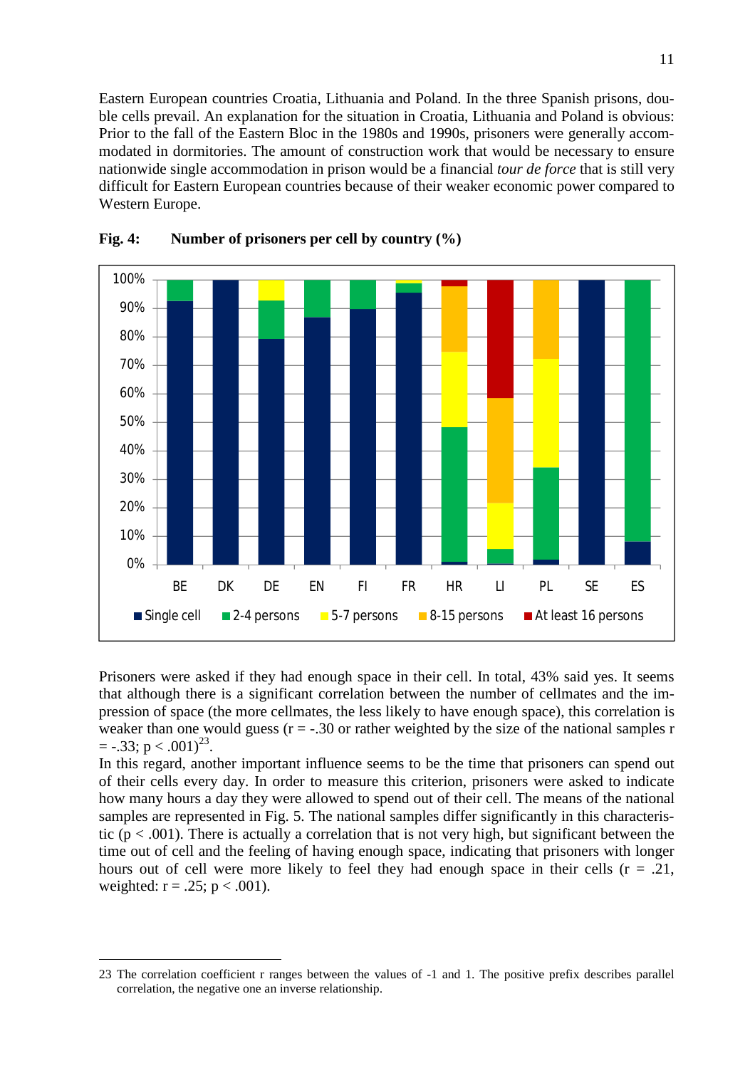Eastern European countries Croatia, Lithuania and Poland. In the three Spanish prisons, double cells prevail. An explanation for the situation in Croatia, Lithuania and Poland is obvious: Prior to the fall of the Eastern Bloc in the 1980s and 1990s, prisoners were generally accommodated in dormitories. The amount of construction work that would be necessary to ensure nationwide single accommodation in prison would be a financial *tour de force* that is still very difficult for Eastern European countries because of their weaker economic power compared to Western Europe.

**Fig. 4: Number of prisoners per cell by country (%)**

Prisoners were asked if they had enough space in their cell. In total, 43% said yes. It seems that although there is a significant correlation between the number of cellmates and the impression of space (the more cellmates, the less likely to have enough space), this correlation is weaker than one would guess ($r = -.30$ or rather weighted by the size of the national samples $r = -.33$; $p < .001$)[23].

In this regard, another important influence seems to be the time that prisoners can spend out of their cells every day. In order to measure this criterion, prisoners were asked to indicate how many hours a day they were allowed to spend out of their cell. The means of the national samples are represented in Fig. 5. The national samples differ significantly in this characteristic ($p < .001$). There is actually a correlation that is not very high, but significant between the time out of cell and the feeling of having enough space, indicating that prisoners with longer hours out of cell were more likely to feel they had enough space in their cells ($r = .21$, weighted: $r = .25$; $p < .001$).

23 The correlation coefficient r ranges between the values of -1 and 1. The positive prefix describes parallel correlation, the negative one an inverse relationship.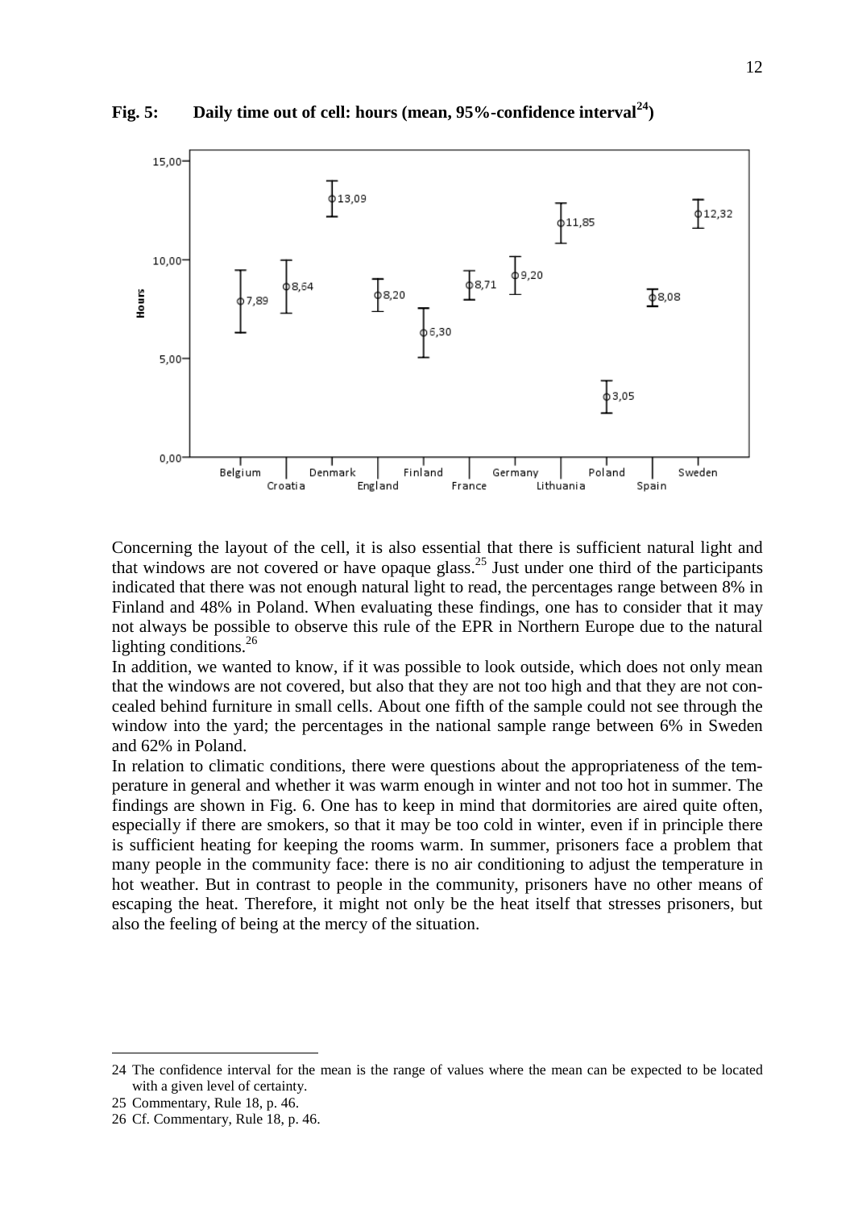**Fig. 5: Daily time out of cell: hours (mean, 95%-confidence interval[24])**

Concerning the layout of the cell, it is also essential that there is sufficient natural light and that windows are not covered or have opaque glass.[25] Just under one third of the participants indicated that there was not enough natural light to read, the percentages range between 8% in Finland and 48% in Poland. When evaluating these findings, one has to consider that it may not always be possible to observe this rule of the EPR in Northern Europe due to the natural lighting conditions.[26]

In addition, we wanted to know, if it was possible to look outside, which does not only mean that the windows are not covered, but also that they are not too high and that they are not concealed behind furniture in small cells. About one fifth of the sample could not see through the window into the yard; the percentages in the national sample range between 6% in Sweden and 62% in Poland.

In relation to climatic conditions, there were questions about the appropriateness of the temperature in general and whether it was warm enough in winter and not too hot in summer. The findings are shown in Fig. 6. One has to keep in mind that dormitories are aired quite often, especially if there are smokers, so that it may be too cold in winter, even if in principle there is sufficient heating for keeping the rooms warm. In summer, prisoners face a problem that many people in the community face: there is no air conditioning to adjust the temperature in hot weather. But in contrast to people in the community, prisoners have no other means of escaping the heat. Therefore, it might not only be the heat itself that stresses prisoners, but also the feeling of being at the mercy of the situation.

---

24 The confidence interval for the mean is the range of values where the mean can be expected to be located with a given level of certainty.

25 Commentary, Rule 18, p. 46.

26 Cf. Commentary, Rule 18, p. 46.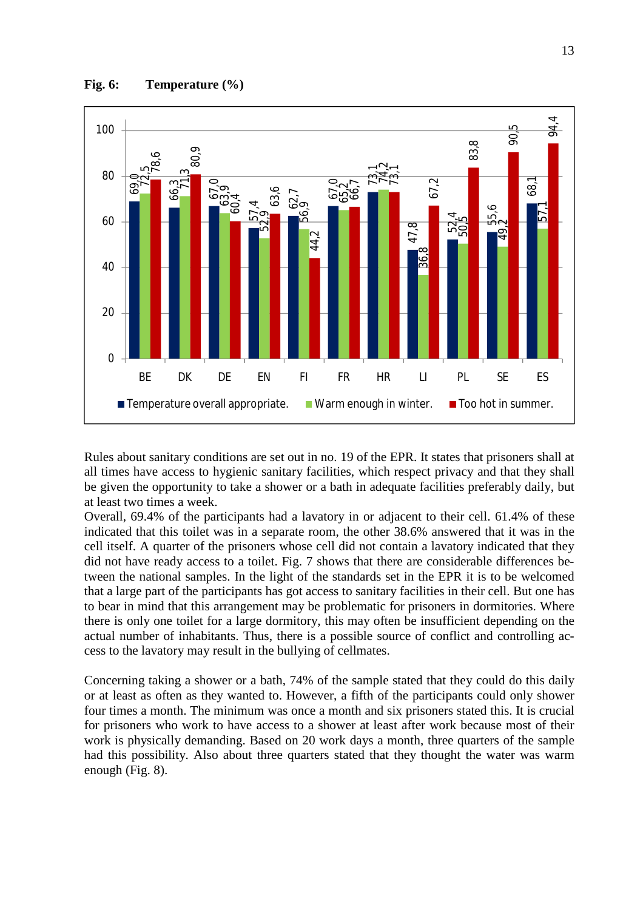**Fig. 6: Temperature (%)**

| | Temperature overall appropriate. | Warm enough in winter. | Too hot in summer. |
|---|---|---|---|
| BE | 69,0 | 72,5 | 78,6 |
| DK | 66,3 | 71,3 | 80,9 |
| DE | 67,0 | 63,9 | 60,4 |
| EN | 57,4 | 52,9 | 63,6 |
| FI | 62,7 | 56,9 | 44,2 |
| FR | 67,0 | 65,2 | 66,7 |
| HR | 73,1 | 74,2 | 73,1 |
| LI | 47,8 | 36,8 | 67,2 |
| PL | 52,4 | 50,5 | 83,8 |
| SE | 55,6 | 49,2 | 90,5 |
| ES | 68,1 | 57,1 | 94,4 |

Rules about sanitary conditions are set out in no. 19 of the EPR. It states that prisoners shall at all times have access to hygienic sanitary facilities, which respect privacy and that they shall be given the opportunity to take a shower or a bath in adequate facilities preferably daily, but at least two times a week.

Overall, 69.4% of the participants had a lavatory in or adjacent to their cell. 61.4% of these indicated that this toilet was in a separate room, the other 38.6% answered that it was in the cell itself. A quarter of the prisoners whose cell did not contain a lavatory indicated that they did not have ready access to a toilet. Fig. 7 shows that there are considerable differences between the national samples. In the light of the standards set in the EPR it is to be welcomed that a large part of the participants has got access to sanitary facilities in their cell. But one has to bear in mind that this arrangement may be problematic for prisoners in dormitories. Where there is only one toilet for a large dormitory, this may often be insufficient depending on the actual number of inhabitants. Thus, there is a possible source of conflict and controlling access to the lavatory may result in the bullying of cellmates.

Concerning taking a shower or a bath, 74% of the sample stated that they could do this daily or at least as often as they wanted to. However, a fifth of the participants could only shower four times a month. The minimum was once a month and six prisoners stated this. It is crucial for prisoners who work to have access to a shower at least after work because most of their work is physically demanding. Based on 20 work days a month, three quarters of the sample had this possibility. Also about three quarters stated that they thought the water was warm enough (Fig. 8).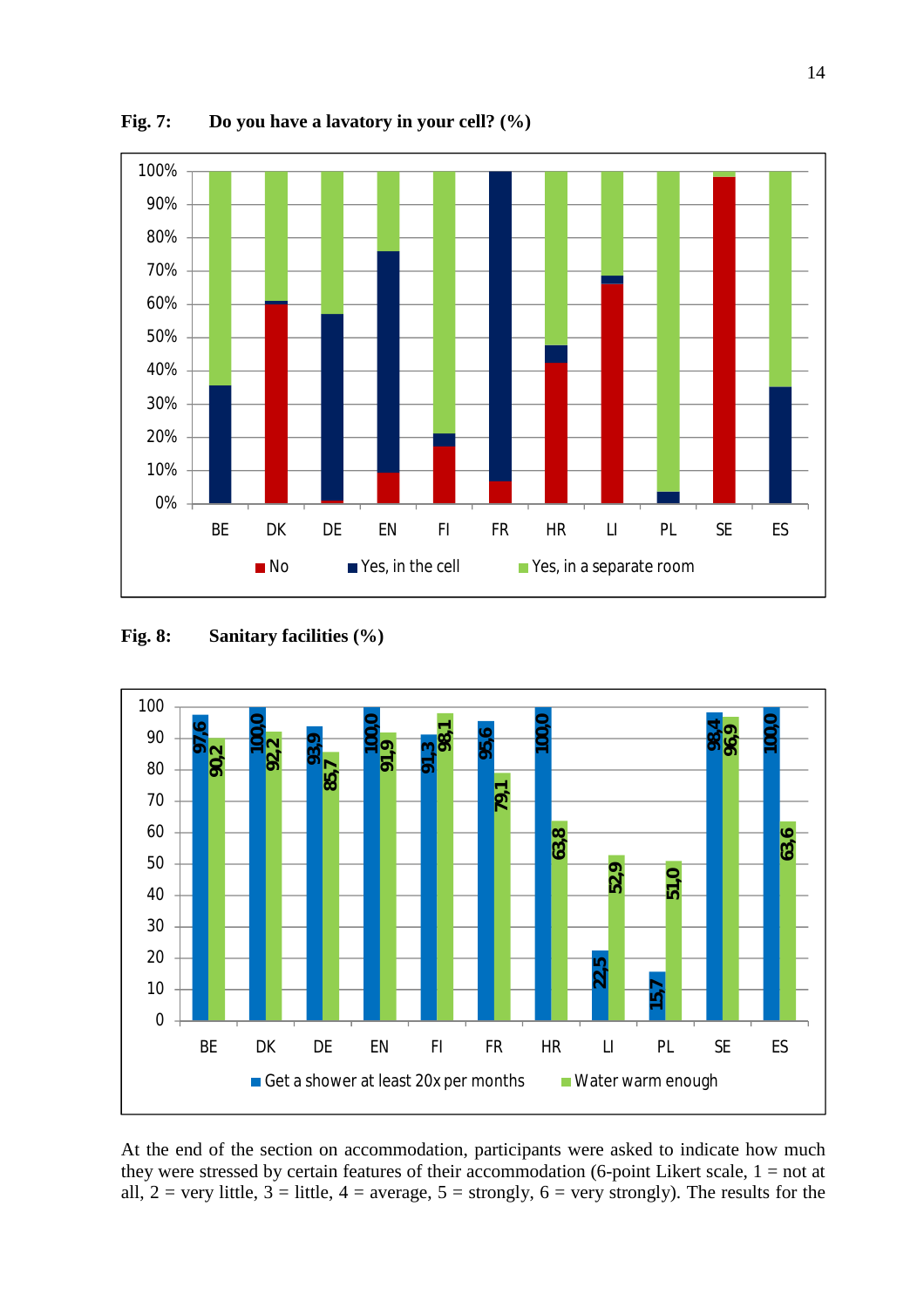**Fig. 7:** **Do you have a lavatory in your cell? (%)**

**Fig. 8:** **Sanitary facilities (%)**

| | BE | DK | DE | EN | FI | FR | HR | LI | PL | SE | ES |
|---|---|---|---|---|---|---|---|---|---|---|---|
| Get a shower at least 20x per months | 97,6 | 100,0 | 93,9 | 100,0 | 91,3 | 95,6 | 100,0 | 22,5 | 15,7 | 98,4 | 100,0 |
| Water warm enough | 90,2 | 92,2 | 85,7 | 91,9 | 98,1 | 79,1 | 63,8 | 52,9 | 51,0 | 96,9 | 63,6 |

At the end of the section on accommodation, participants were asked to indicate how much they were stressed by certain features of their accommodation (6-point Likert scale, 1 = not at all, 2 = very little, 3 = little, 4 = average, 5 = strongly, 6 = very strongly). The results for the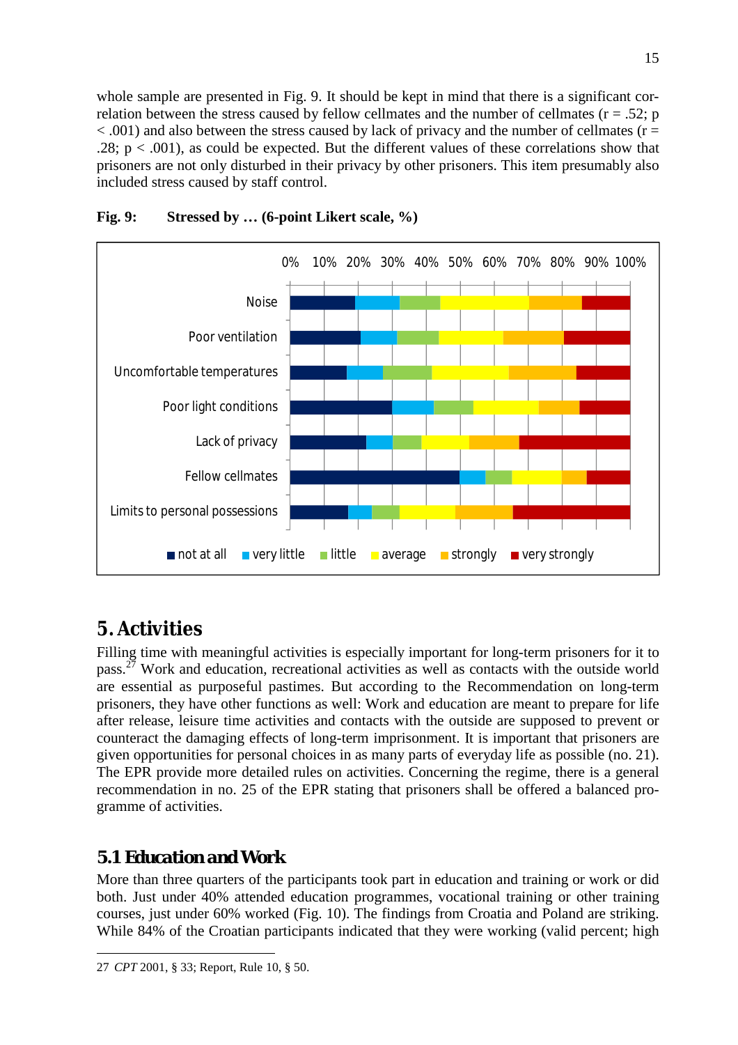whole sample are presented in Fig. 9. It should be kept in mind that there is a significant correlation between the stress caused by fellow cellmates and the number of cellmates ($r = .52$; $p < .001$) and also between the stress caused by lack of privacy and the number of cellmates ($r = .28$; $p < .001$), as could be expected. But the different values of these correlations show that prisoners are not only disturbed in their privacy by other prisoners. This item presumably also included stress caused by staff control.

**Fig. 9: Stressed by … (6-point Likert scale, %)**

# 5. Activities

Filling time with meaningful activities is especially important for long-term prisoners for it to pass.[27] Work and education, recreational activities as well as contacts with the outside world are essential as purposeful pastimes. But according to the Recommendation on long-term prisoners, they have other functions as well: Work and education are meant to prepare for life after release, leisure time activities and contacts with the outside are supposed to prevent or counteract the damaging effects of long-term imprisonment. It is important that prisoners are given opportunities for personal choices in as many parts of everyday life as possible (no. 21). The EPR provide more detailed rules on activities. Concerning the regime, there is a general recommendation in no. 25 of the EPR stating that prisoners shall be offered a balanced programme of activities.

## 5.1 Education and Work

More than three quarters of the participants took part in education and training or work or did both. Just under 40% attended education programmes, vocational training or other training courses, just under 60% worked (Fig. 10). The findings from Croatia and Poland are striking. While 84% of the Croatian participants indicated that they were working (valid percent; high

---

27 *CPT* 2001, § 33; Report, Rule 10, § 50.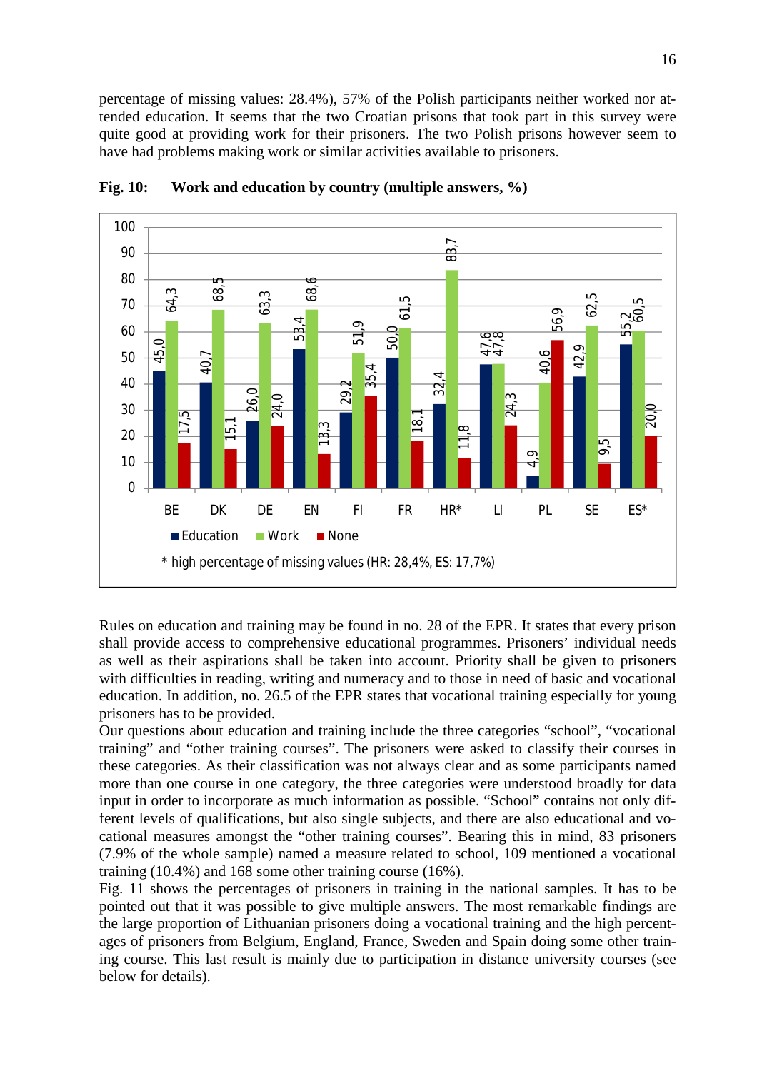percentage of missing values: 28.4%), 57% of the Polish participants neither worked nor attended education. It seems that the two Croatian prisons that took part in this survey were quite good at providing work for their prisoners. The two Polish prisons however seem to have had problems making work or similar activities available to prisoners.

**Fig. 10: Work and education by country (multiple answers, %)**

| | BE | DK | DE | EN | FI | FR | HR* | LI | PL | SE | ES* |
|---|---|---|---|---|---|---|---|---|---|---|---|
| Education | 45,0 | 40,7 | 26,0 | 53,4 | 29,2 | 50,0 | 32,4 | 47,6 | 4,9 | 42,9 | 55,2 |
| Work | 64,3 | 68,5 | 63,3 | 68,6 | 51,9 | 61,5 | 83,7 | 47,8 | 40,6 | 62,5 | 60,5 |
| None | 17,5 | 15,1 | 24,0 | 13,3 | 35,4 | 18,1 | 11,8 | 24,3 | 56,9 | 9,5 | 20,0 |

\* high percentage of missing values (HR: 28,4%, ES: 17,7%)

Rules on education and training may be found in no. 28 of the EPR. It states that every prison shall provide access to comprehensive educational programmes. Prisoners' individual needs as well as their aspirations shall be taken into account. Priority shall be given to prisoners with difficulties in reading, writing and numeracy and to those in need of basic and vocational education. In addition, no. 26.5 of the EPR states that vocational training especially for young prisoners has to be provided.

Our questions about education and training include the three categories "school", "vocational training" and "other training courses". The prisoners were asked to classify their courses in these categories. As their classification was not always clear and as some participants named more than one course in one category, the three categories were understood broadly for data input in order to incorporate as much information as possible. "School" contains not only different levels of qualifications, but also single subjects, and there are also educational and vocational measures amongst the "other training courses". Bearing this in mind, 83 prisoners (7.9% of the whole sample) named a measure related to school, 109 mentioned a vocational training (10.4%) and 168 some other training course (16%).

Fig. 11 shows the percentages of prisoners in training in the national samples. It has to be pointed out that it was possible to give multiple answers. The most remarkable findings are the large proportion of Lithuanian prisoners doing a vocational training and the high percentages of prisoners from Belgium, England, France, Sweden and Spain doing some other training course. This last result is mainly due to participation in distance university courses (see below for details).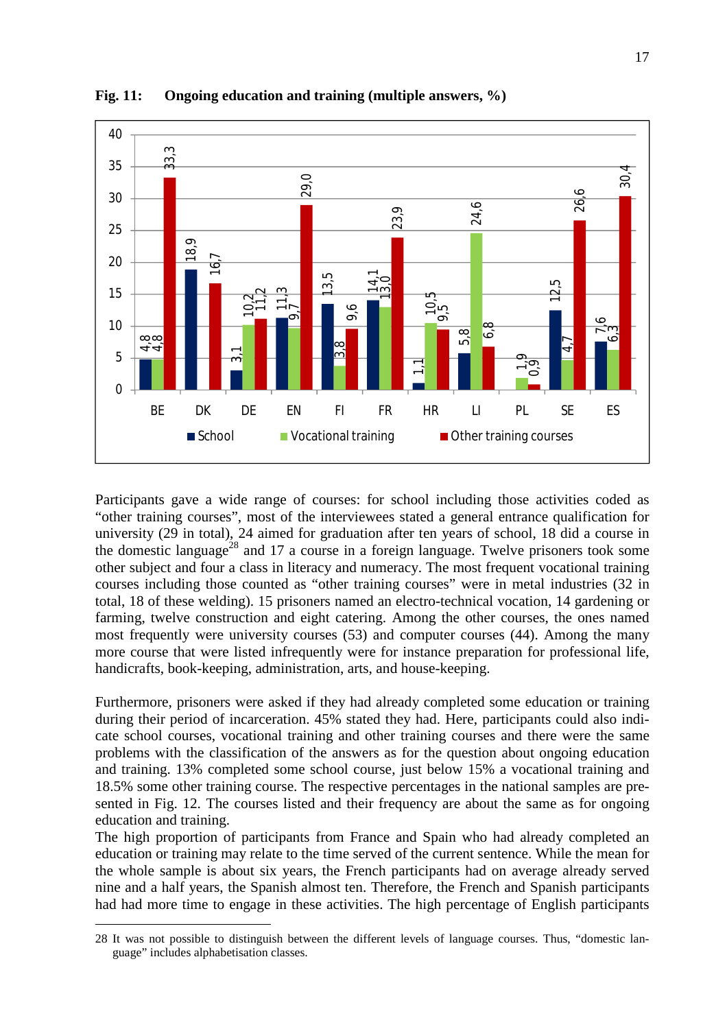**Fig. 11: Ongoing education and training (multiple answers, %)**

| | BE | DK | DE | EN | FI | FR | HR | LI | PL | SE | ES |
|---|---|---|---|---|---|---|---|---|---|---|---|
| School | 4,8 | 18,9 | 3,1 | 11,3 | 13,5 | 14,1 | 1,1 | 5,8 | | 12,5 | 7,6 |
| Vocational training | 4,8 | | 10,2 | 9,7 | 3,8 | 13,0 | 10,5 | 24,6 | 1,9 | 4,7 | 6,3 |
| Other training courses | 33,3 | 16,7 | 11,2 | 29,0 | 9,6 | 23,9 | 9,5 | 6,8 | 0,9 | 26,6 | 30,4 |

Participants gave a wide range of courses: for school including those activities coded as "other training courses", most of the interviewees stated a general entrance qualification for university (29 in total), 24 aimed for graduation after ten years of school, 18 did a course in the domestic language[28] and 17 a course in a foreign language. Twelve prisoners took some other subject and four a class in literacy and numeracy. The most frequent vocational training courses including those counted as "other training courses" were in metal industries (32 in total, 18 of these welding). 15 prisoners named an electro-technical vocation, 14 gardening or farming, twelve construction and eight catering. Among the other courses, the ones named most frequently were university courses (53) and computer courses (44). Among the many more course that were listed infrequently were for instance preparation for professional life, handicrafts, book-keeping, administration, arts, and house-keeping.

Furthermore, prisoners were asked if they had already completed some education or training during their period of incarceration. 45% stated they had. Here, participants could also indicate school courses, vocational training and other training courses and there were the same problems with the classification of the answers as for the question about ongoing education and training. 13% completed some school course, just below 15% a vocational training and 18.5% some other training course. The respective percentages in the national samples are presented in Fig. 12. The courses listed and their frequency are about the same as for ongoing education and training.

The high proportion of participants from France and Spain who had already completed an education or training may relate to the time served of the current sentence. While the mean for the whole sample is about six years, the French participants had on average already served nine and a half years, the Spanish almost ten. Therefore, the French and Spanish participants had had more time to engage in these activities. The high percentage of English participants

---

28 It was not possible to distinguish between the different levels of language courses. Thus, "domestic language" includes alphabetisation classes.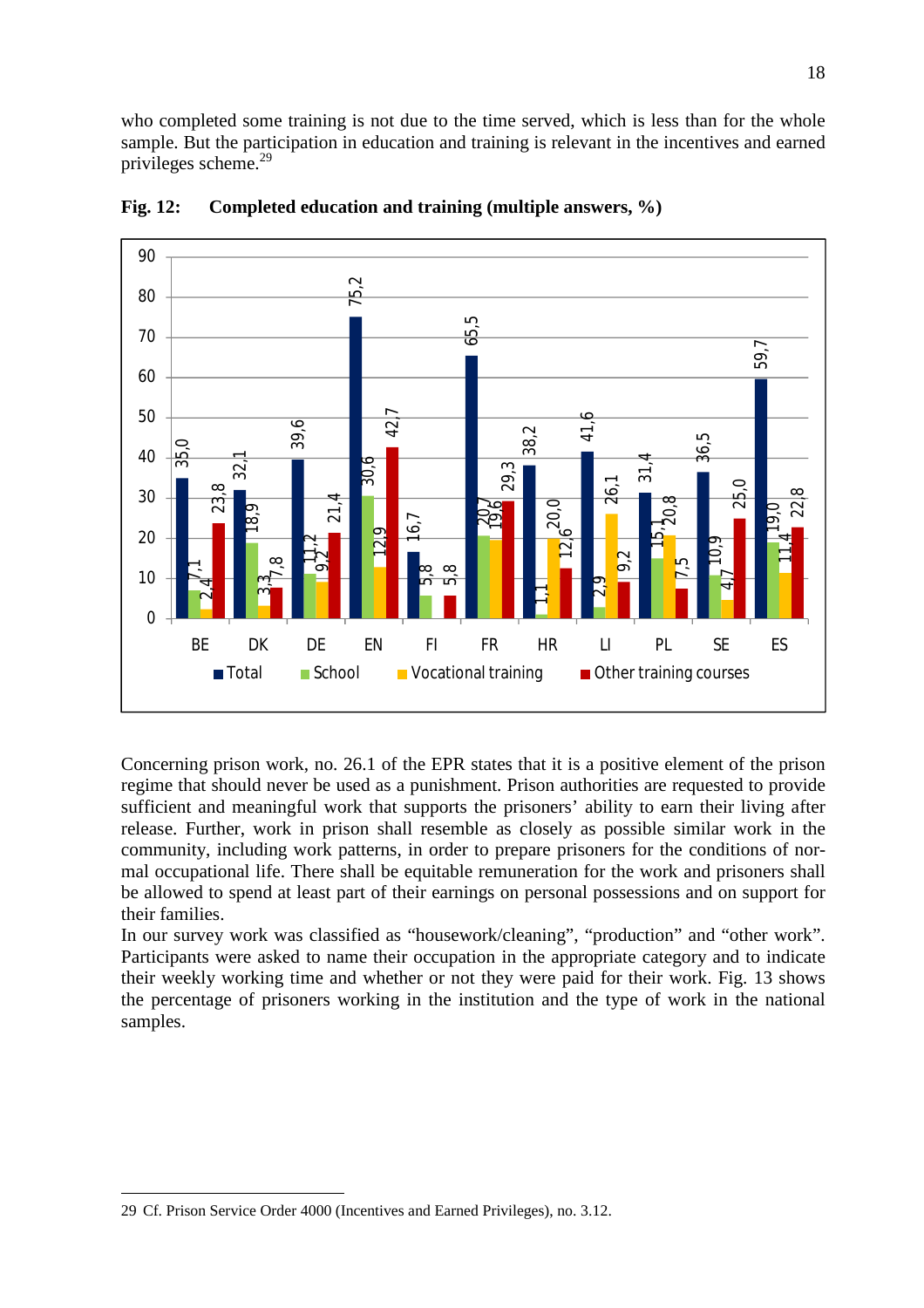who completed some training is not due to the time served, which is less than for the whole sample. But the participation in education and training is relevant in the incentives and earned privileges scheme.[29]

**Fig. 12: Completed education and training (multiple answers, %)**

| | BE | DK | DE | EN | FI | FR | HR | LI | PL | SE | ES |
|---|---|---|---|---|---|---|---|---|---|---|---|
| Total | 35,0 | 32,1 | 39,6 | 75,2 | 16,7 | 65,5 | 38,2 | 41,6 | 31,4 | 36,5 | 59,7 |
| School | 7,1 | 18,9 | 11,2 | 30,6 | 5,8 | 20,7 | 1,1 | 2,9 | 15,1 | 10,9 | 19,0 |
| Vocational training | 2,4 | 3,3 | 9,2 | 12,9 | | 19,6 | 20,0 | 26,1 | 20,8 | 4,7 | 11,4 |
| Other training courses | 23,8 | 7,8 | 21,4 | 42,7 | 5,8 | 29,3 | 12,6 | 9,2 | 7,5 | 25,0 | 22,8 |

Concerning prison work, no. 26.1 of the EPR states that it is a positive element of the prison regime that should never be used as a punishment. Prison authorities are requested to provide sufficient and meaningful work that supports the prisoners' ability to earn their living after release. Further, work in prison shall resemble as closely as possible similar work in the community, including work patterns, in order to prepare prisoners for the conditions of normal occupational life. There shall be equitable remuneration for the work and prisoners shall be allowed to spend at least part of their earnings on personal possessions and on support for their families.

In our survey work was classified as "housework/cleaning", "production" and "other work". Participants were asked to name their occupation in the appropriate category and to indicate their weekly working time and whether or not they were paid for their work. Fig. 13 shows the percentage of prisoners working in the institution and the type of work in the national samples.

---

29 Cf. Prison Service Order 4000 (Incentives and Earned Privileges), no. 3.12.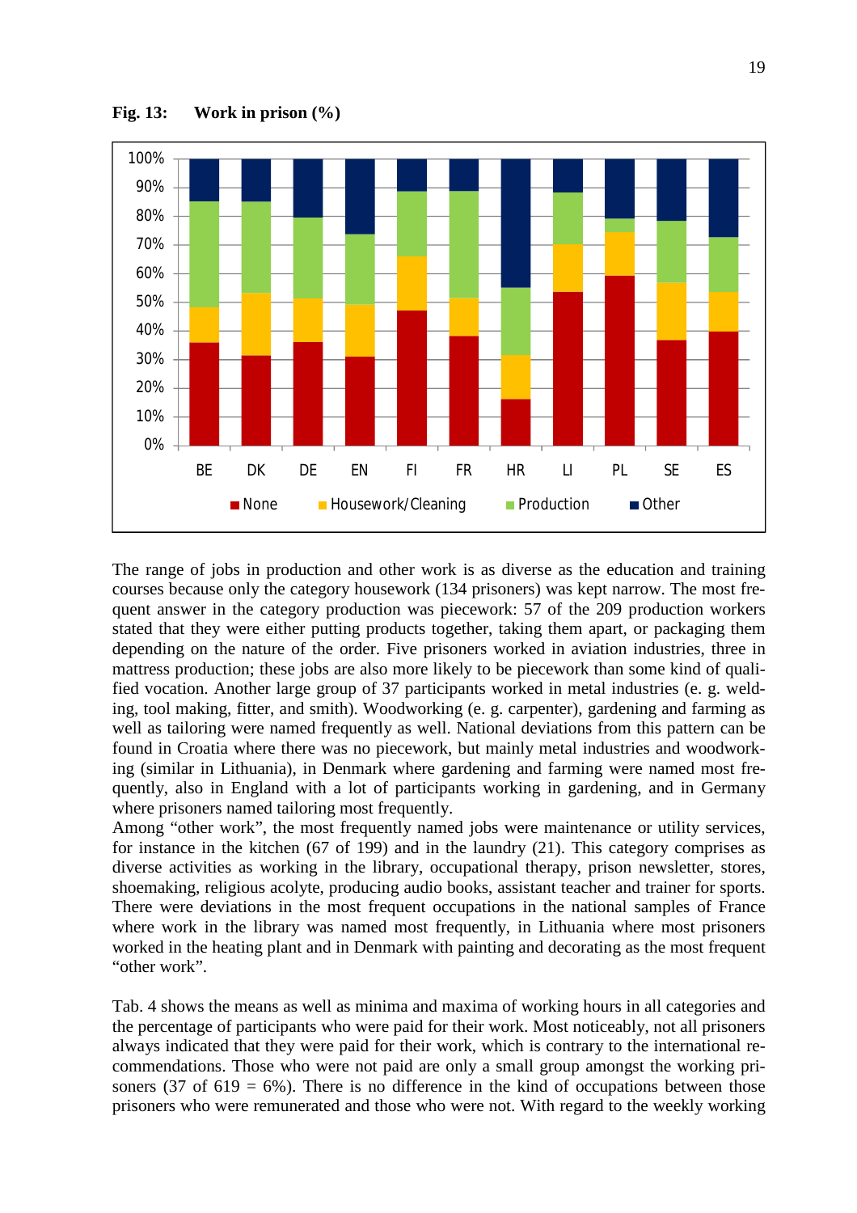**Fig. 13: Work in prison (%)**

The range of jobs in production and other work is as diverse as the education and training courses because only the category housework (134 prisoners) was kept narrow. The most frequent answer in the category production was piecework: 57 of the 209 production workers stated that they were either putting products together, taking them apart, or packaging them depending on the nature of the order. Five prisoners worked in aviation industries, three in mattress production; these jobs are also more likely to be piecework than some kind of qualified vocation. Another large group of 37 participants worked in metal industries (e. g. welding, tool making, fitter, and smith). Woodworking (e. g. carpenter), gardening and farming as well as tailoring were named frequently as well. National deviations from this pattern can be found in Croatia where there was no piecework, but mainly metal industries and woodworking (similar in Lithuania), in Denmark where gardening and farming were named most frequently, also in England with a lot of participants working in gardening, and in Germany where prisoners named tailoring most frequently.

Among "other work", the most frequently named jobs were maintenance or utility services, for instance in the kitchen (67 of 199) and in the laundry (21). This category comprises as diverse activities as working in the library, occupational therapy, prison newsletter, stores, shoemaking, religious acolyte, producing audio books, assistant teacher and trainer for sports. There were deviations in the most frequent occupations in the national samples of France where work in the library was named most frequently, in Lithuania where most prisoners worked in the heating plant and in Denmark with painting and decorating as the most frequent "other work".

Tab. 4 shows the means as well as minima and maxima of working hours in all categories and the percentage of participants who were paid for their work. Most noticeably, not all prisoners always indicated that they were paid for their work, which is contrary to the international recommendations. Those who were not paid are only a small group amongst the working prisoners (37 of 619 = 6%). There is no difference in the kind of occupations between those prisoners who were remunerated and those who were not. With regard to the weekly working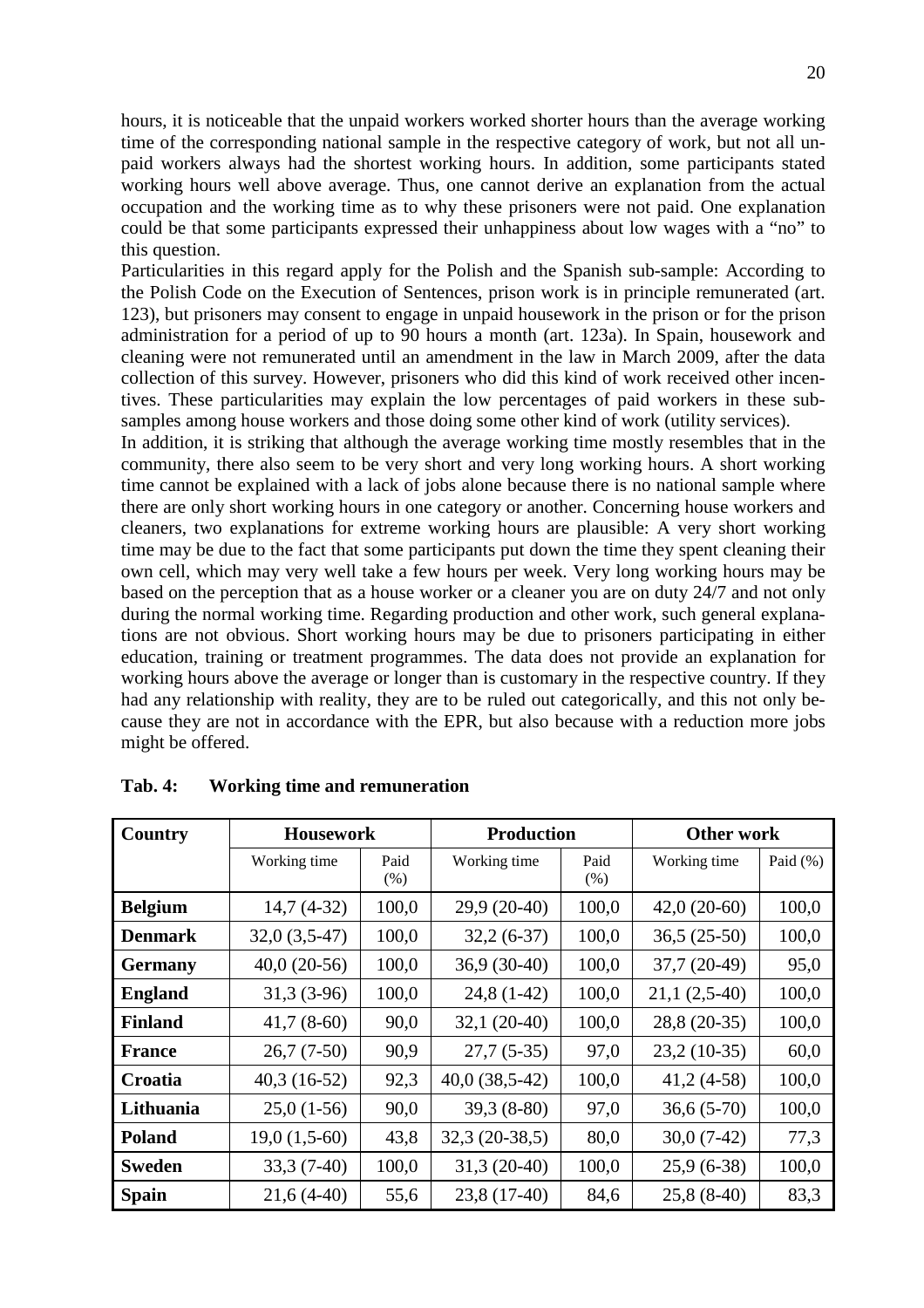hours, it is noticeable that the unpaid workers worked shorter hours than the average working time of the corresponding national sample in the respective category of work, but not all unpaid workers always had the shortest working hours. In addition, some participants stated working hours well above average. Thus, one cannot derive an explanation from the actual occupation and the working time as to why these prisoners were not paid. One explanation could be that some participants expressed their unhappiness about low wages with a "no" to this question.

Particularities in this regard apply for the Polish and the Spanish sub-sample: According to the Polish Code on the Execution of Sentences, prison work is in principle remunerated (art. 123), but prisoners may consent to engage in unpaid housework in the prison or for the prison administration for a period of up to 90 hours a month (art. 123a). In Spain, housework and cleaning were not remunerated until an amendment in the law in March 2009, after the data collection of this survey. However, prisoners who did this kind of work received other incentives. These particularities may explain the low percentages of paid workers in these sub-samples among house workers and those doing some other kind of work (utility services).

In addition, it is striking that although the average working time mostly resembles that in the community, there also seem to be very short and very long working hours. A short working time cannot be explained with a lack of jobs alone because there is no national sample where there are only short working hours in one category or another. Concerning house workers and cleaners, two explanations for extreme working hours are plausible: A very short working time may be due to the fact that some participants put down the time they spent cleaning their own cell, which may very well take a few hours per week. Very long working hours may be based on the perception that as a house worker or a cleaner you are on duty 24/7 and not only during the normal working time. Regarding production and other work, such general explanations are not obvious. Short working hours may be due to prisoners participating in either education, training or treatment programmes. The data does not provide an explanation for working hours above the average or longer than is customary in the respective country. If they had any relationship with reality, they are to be ruled out categorically, and this not only because they are not in accordance with the EPR, but also because with a reduction more jobs might be offered.

**Tab. 4: Working time and remuneration**

| Country | Housework | | Production | | Other work | |
|---|---|---|---|---|---|---|
| | Working time | Paid (%) | Working time | Paid (%) | Working time | Paid (%) |
| **Belgium** | 14,7 (4-32) | 100,0 | 29,9 (20-40) | 100,0 | 42,0 (20-60) | 100,0 |
| **Denmark** | 32,0 (3,5-47) | 100,0 | 32,2 (6-37) | 100,0 | 36,5 (25-50) | 100,0 |
| **Germany** | 40,0 (20-56) | 100,0 | 36,9 (30-40) | 100,0 | 37,7 (20-49) | 95,0 |
| **England** | 31,3 (3-96) | 100,0 | 24,8 (1-42) | 100,0 | 21,1 (2,5-40) | 100,0 |
| **Finland** | 41,7 (8-60) | 90,0 | 32,1 (20-40) | 100,0 | 28,8 (20-35) | 100,0 |
| **France** | 26,7 (7-50) | 90,9 | 27,7 (5-35) | 97,0 | 23,2 (10-35) | 60,0 |
| **Croatia** | 40,3 (16-52) | 92,3 | 40,0 (38,5-42) | 100,0 | 41,2 (4-58) | 100,0 |
| **Lithuania** | 25,0 (1-56) | 90,0 | 39,3 (8-80) | 97,0 | 36,6 (5-70) | 100,0 |
| **Poland** | 19,0 (1,5-60) | 43,8 | 32,3 (20-38,5) | 80,0 | 30,0 (7-42) | 77,3 |
| **Sweden** | 33,3 (7-40) | 100,0 | 31,3 (20-40) | 100,0 | 25,9 (6-38) | 100,0 |
| **Spain** | 21,6 (4-40) | 55,6 | 23,8 (17-40) | 84,6 | 25,8 (8-40) | 83,3 |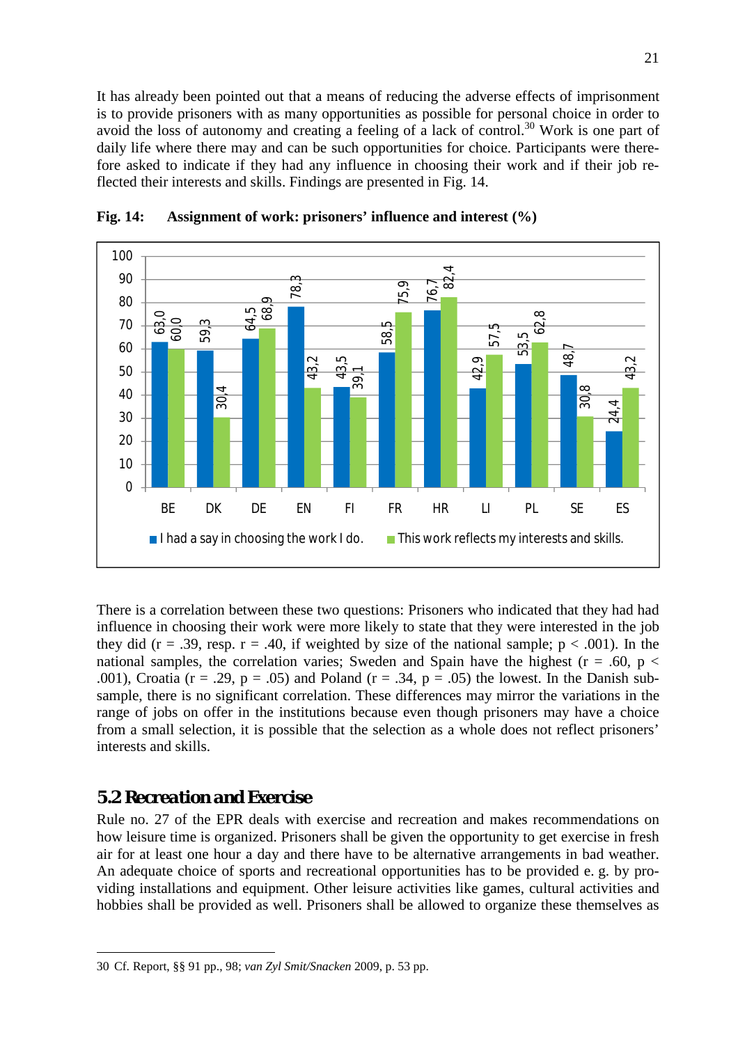It has already been pointed out that a means of reducing the adverse effects of imprisonment is to provide prisoners with as many opportunities as possible for personal choice in order to avoid the loss of autonomy and creating a feeling of a lack of control.[30] Work is one part of daily life where there may and can be such opportunities for choice. Participants were therefore asked to indicate if they had any influence in choosing their work and if their job reflected their interests and skills. Findings are presented in Fig. 14.

**Fig. 14: Assignment of work: prisoners' influence and interest (%)**

| | BE | DK | DE | EN | FI | FR | HR | LI | PL | SE | ES |
|---|---|---|---|---|---|---|---|---|---|---|---|
| I had a say in choosing the work I do. | 63,0 | 59,3 | 64,5 | 78,3 | 43,5 | 58,5 | 76,7 | 42,9 | 53,5 | 48,7 | 24,4 |
| This work reflects my interests and skills. | 60,0 | 30,4 | 68,9 | 43,2 | 39,1 | 75,9 | 82,4 | 57,5 | 62,8 | 30,8 | 43,2 |

There is a correlation between these two questions: Prisoners who indicated that they had had influence in choosing their work were more likely to state that they were interested in the job they did ($r = .39$, resp. $r = .40$, if weighted by size of the national sample; $p < .001$). In the national samples, the correlation varies; Sweden and Spain have the highest ($r = .60$, $p < .001$), Croatia ($r = .29$, $p = .05$) and Poland ($r = .34$, $p = .05$) the lowest. In the Danish subsample, there is no significant correlation. These differences may mirror the variations in the range of jobs on offer in the institutions because even though prisoners may have a choice from a small selection, it is possible that the selection as a whole does not reflect prisoners' interests and skills.

## 5.2 Recreation and Exercise

Rule no. 27 of the EPR deals with exercise and recreation and makes recommendations on how leisure time is organized. Prisoners shall be given the opportunity to get exercise in fresh air for at least one hour a day and there have to be alternative arrangements in bad weather. An adequate choice of sports and recreational opportunities has to be provided e. g. by providing installations and equipment. Other leisure activities like games, cultural activities and hobbies shall be provided as well. Prisoners shall be allowed to organize these themselves as

---

30 Cf. Report, §§ 91 pp., 98; *van Zyl Smit/Snacken* 2009, p. 53 pp.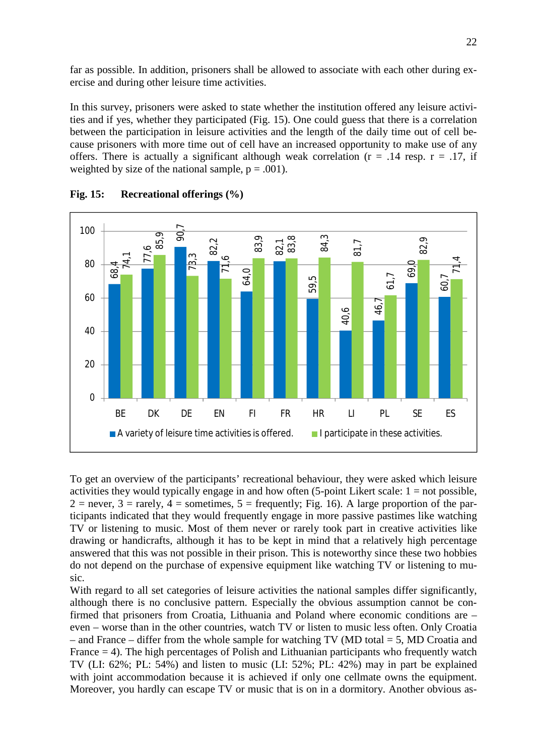far as possible. In addition, prisoners shall be allowed to associate with each other during exercise and during other leisure time activities.

In this survey, prisoners were asked to state whether the institution offered any leisure activities and if yes, whether they participated (Fig. 15). One could guess that there is a correlation between the participation in leisure activities and the length of the daily time out of cell because prisoners with more time out of cell have an increased opportunity to make use of any offers. There is actually a significant although weak correlation ($r = .14$ resp. $r = .17$, if weighted by size of the national sample, $p = .001$).

**Fig. 15: Recreational offerings (%)**

| | BE | DK | DE | EN | FI | FR | HR | LI | PL | SE | ES |
|---|---|---|---|---|---|---|---|---|---|---|---|
| A variety of leisure time activities is offered. | 68,4 | 77,6 | 90,7 | 82,2 | 64,0 | 82,1 | 59,5 | 40,6 | 46,7 | 69,0 | 60,7 |
| I participate in these activities. | 74,1 | 85,9 | 73,3 | 71,6 | 83,9 | 83,8 | 84,3 | 81,7 | 61,7 | 82,9 | 71,4 |

To get an overview of the participants' recreational behaviour, they were asked which leisure activities they would typically engage in and how often (5-point Likert scale: 1 = not possible, 2 = never, 3 = rarely, 4 = sometimes, 5 = frequently; Fig. 16). A large proportion of the participants indicated that they would frequently engage in more passive pastimes like watching TV or listening to music. Most of them never or rarely took part in creative activities like drawing or handicrafts, although it has to be kept in mind that a relatively high percentage answered that this was not possible in their prison. This is noteworthy since these two hobbies do not depend on the purchase of expensive equipment like watching TV or listening to music.

With regard to all set categories of leisure activities the national samples differ significantly, although there is no conclusive pattern. Especially the obvious assumption cannot be confirmed that prisoners from Croatia, Lithuania and Poland where economic conditions are – even – worse than in the other countries, watch TV or listen to music less often. Only Croatia – and France – differ from the whole sample for watching TV (MD total = 5, MD Croatia and France = 4). The high percentages of Polish and Lithuanian participants who frequently watch TV (LI: 62%; PL: 54%) and listen to music (LI: 52%; PL: 42%) may in part be explained with joint accommodation because it is achieved if only one cellmate owns the equipment. Moreover, you hardly can escape TV or music that is on in a dormitory. Another obvious as-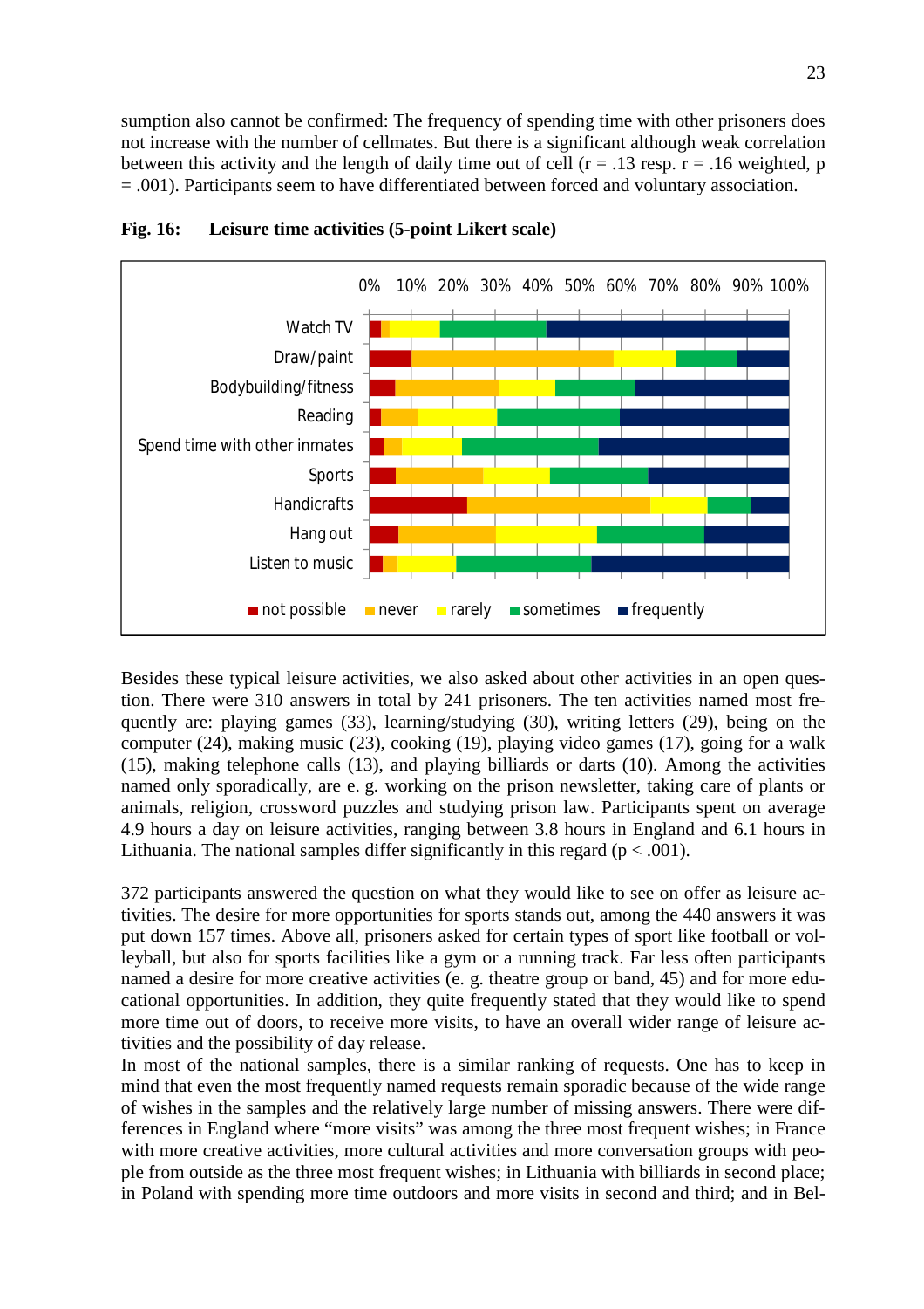sumption also cannot be confirmed: The frequency of spending time with other prisoners does not increase with the number of cellmates. But there is a significant although weak correlation between this activity and the length of daily time out of cell ($r = .13$ resp. $r = .16$ weighted, $p = .001$). Participants seem to have differentiated between forced and voluntary association.

**Fig. 16: Leisure time activities (5-point Likert scale)**

Besides these typical leisure activities, we also asked about other activities in an open question. There were 310 answers in total by 241 prisoners. The ten activities named most frequently are: playing games (33), learning/studying (30), writing letters (29), being on the computer (24), making music (23), cooking (19), playing video games (17), going for a walk (15), making telephone calls (13), and playing billiards or darts (10). Among the activities named only sporadically, are e. g. working on the prison newsletter, taking care of plants or animals, religion, crossword puzzles and studying prison law. Participants spent on average 4.9 hours a day on leisure activities, ranging between 3.8 hours in England and 6.1 hours in Lithuania. The national samples differ significantly in this regard ($p < .001$).

372 participants answered the question on what they would like to see on offer as leisure activities. The desire for more opportunities for sports stands out, among the 440 answers it was put down 157 times. Above all, prisoners asked for certain types of sport like football or volleyball, but also for sports facilities like a gym or a running track. Far less often participants named a desire for more creative activities (e. g. theatre group or band, 45) and for more educational opportunities. In addition, they quite frequently stated that they would like to spend more time out of doors, to receive more visits, to have an overall wider range of leisure activities and the possibility of day release.

In most of the national samples, there is a similar ranking of requests. One has to keep in mind that even the most frequently named requests remain sporadic because of the wide range of wishes in the samples and the relatively large number of missing answers. There were differences in England where "more visits" was among the three most frequent wishes; in France with more creative activities, more cultural activities and more conversation groups with people from outside as the three most frequent wishes; in Lithuania with billiards in second place; in Poland with spending more time outdoors and more visits in second and third; and in Bel-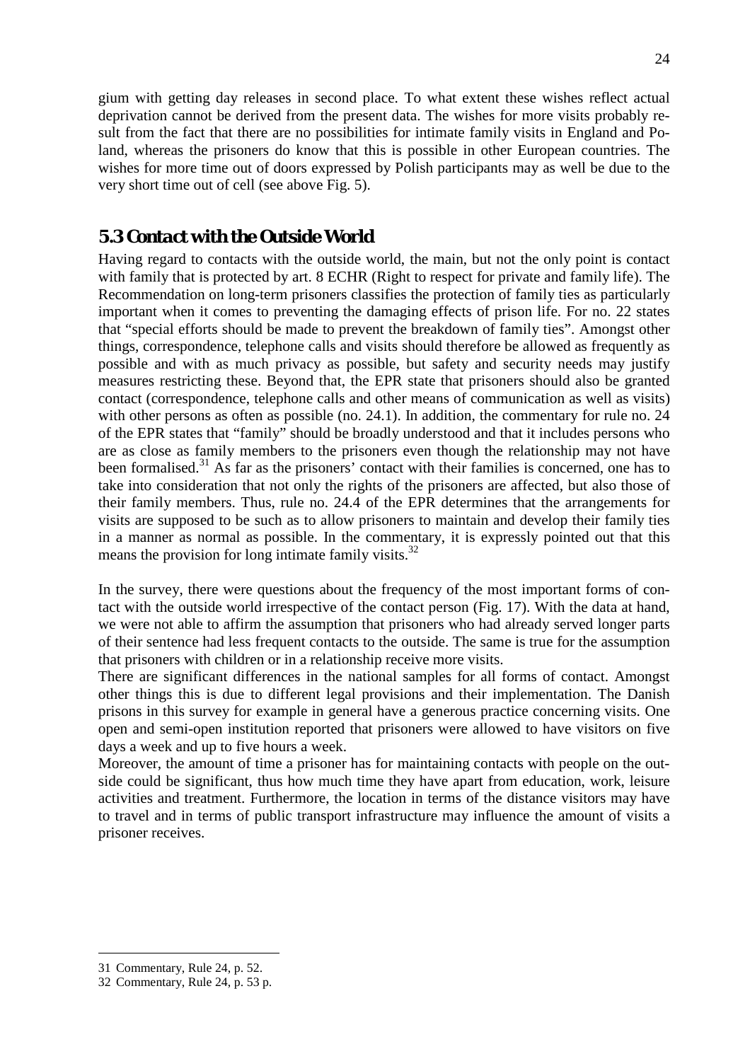gium with getting day releases in second place. To what extent these wishes reflect actual deprivation cannot be derived from the present data. The wishes for more visits probably result from the fact that there are no possibilities for intimate family visits in England and Poland, whereas the prisoners do know that this is possible in other European countries. The wishes for more time out of doors expressed by Polish participants may as well be due to the very short time out of cell (see above Fig. 5).

## 5.3 Contact with the Outside World

Having regard to contacts with the outside world, the main, but not the only point is contact with family that is protected by art. 8 ECHR (Right to respect for private and family life). The Recommendation on long-term prisoners classifies the protection of family ties as particularly important when it comes to preventing the damaging effects of prison life. For no. 22 states that "special efforts should be made to prevent the breakdown of family ties". Amongst other things, correspondence, telephone calls and visits should therefore be allowed as frequently as possible and with as much privacy as possible, but safety and security needs may justify measures restricting these. Beyond that, the EPR state that prisoners should also be granted contact (correspondence, telephone calls and other means of communication as well as visits) with other persons as often as possible (no. 24.1). In addition, the commentary for rule no. 24 of the EPR states that "family" should be broadly understood and that it includes persons who are as close as family members to the prisoners even though the relationship may not have been formalised.[31] As far as the prisoners' contact with their families is concerned, one has to take into consideration that not only the rights of the prisoners are affected, but also those of their family members. Thus, rule no. 24.4 of the EPR determines that the arrangements for visits are supposed to be such as to allow prisoners to maintain and develop their family ties in a manner as normal as possible. In the commentary, it is expressly pointed out that this means the provision for long intimate family visits.[32]

In the survey, there were questions about the frequency of the most important forms of contact with the outside world irrespective of the contact person (Fig. 17). With the data at hand, we were not able to affirm the assumption that prisoners who had already served longer parts of their sentence had less frequent contacts to the outside. The same is true for the assumption that prisoners with children or in a relationship receive more visits.

There are significant differences in the national samples for all forms of contact. Amongst other things this is due to different legal provisions and their implementation. The Danish prisons in this survey for example in general have a generous practice concerning visits. One open and semi-open institution reported that prisoners were allowed to have visitors on five days a week and up to five hours a week.

Moreover, the amount of time a prisoner has for maintaining contacts with people on the outside could be significant, thus how much time they have apart from education, work, leisure activities and treatment. Furthermore, the location in terms of the distance visitors may have to travel and in terms of public transport infrastructure may influence the amount of visits a prisoner receives.

---

31 Commentary, Rule 24, p. 52.

32 Commentary, Rule 24, p. 53 p.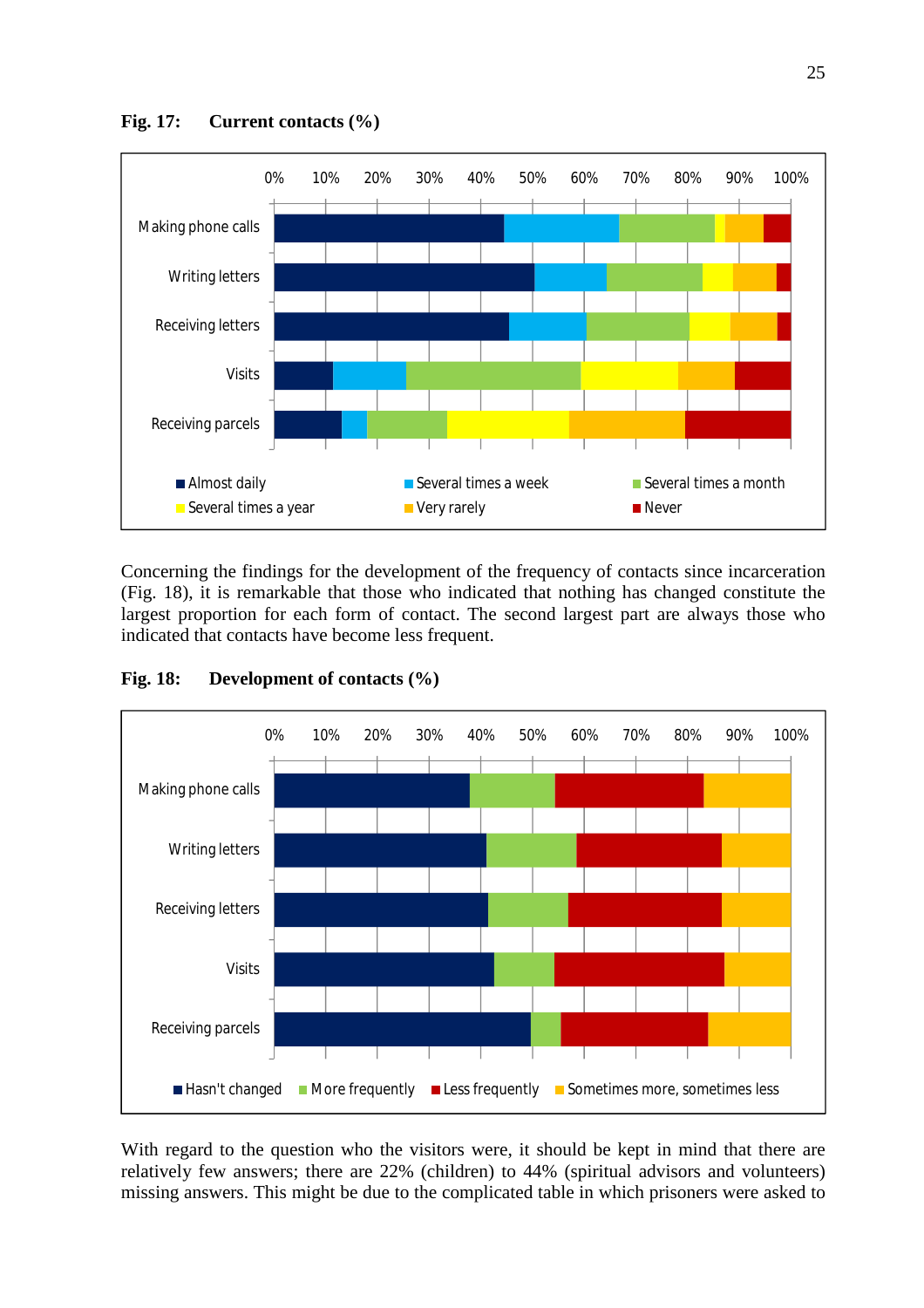**Fig. 17: Current contacts (%)**

Concerning the findings for the development of the frequency of contacts since incarceration (Fig. 18), it is remarkable that those who indicated that nothing has changed constitute the largest proportion for each form of contact. The second largest part are always those who indicated that contacts have become less frequent.

**Fig. 18: Development of contacts (%)**

With regard to the question who the visitors were, it should be kept in mind that there are relatively few answers; there are 22% (children) to 44% (spiritual advisors and volunteers) missing answers. This might be due to the complicated table in which prisoners were asked to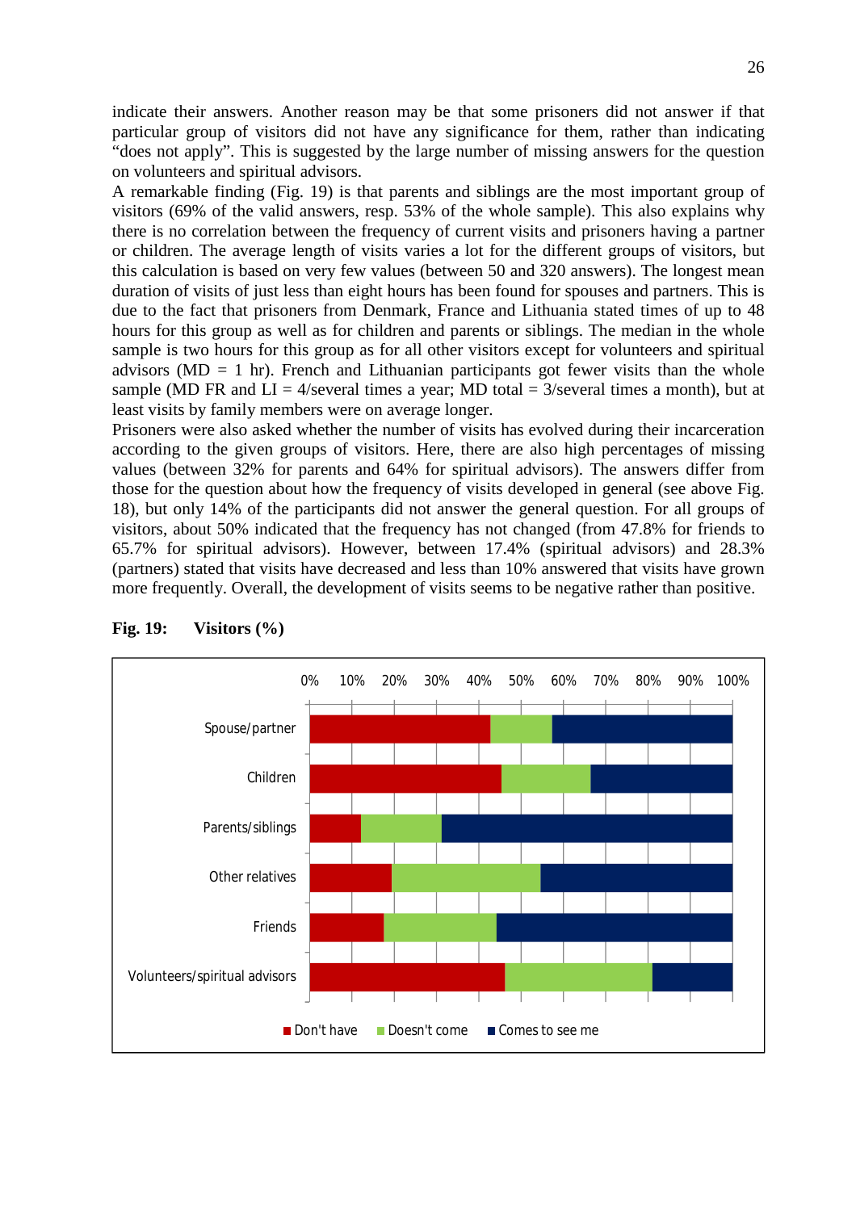indicate their answers. Another reason may be that some prisoners did not answer if that particular group of visitors did not have any significance for them, rather than indicating "does not apply". This is suggested by the large number of missing answers for the question on volunteers and spiritual advisors.

A remarkable finding (Fig. 19) is that parents and siblings are the most important group of visitors (69% of the valid answers, resp. 53% of the whole sample). This also explains why there is no correlation between the frequency of current visits and prisoners having a partner or children. The average length of visits varies a lot for the different groups of visitors, but this calculation is based on very few values (between 50 and 320 answers). The longest mean duration of visits of just less than eight hours has been found for spouses and partners. This is due to the fact that prisoners from Denmark, France and Lithuania stated times of up to 48 hours for this group as well as for children and parents or siblings. The median in the whole sample is two hours for this group as for all other visitors except for volunteers and spiritual advisors (MD = 1 hr). French and Lithuanian participants got fewer visits than the whole sample (MD FR and LI = 4/several times a year; MD total = 3/several times a month), but at least visits by family members were on average longer.

Prisoners were also asked whether the number of visits has evolved during their incarceration according to the given groups of visitors. Here, there are also high percentages of missing values (between 32% for parents and 64% for spiritual advisors). The answers differ from those for the question about how the frequency of visits developed in general (see above Fig. 18), but only 14% of the participants did not answer the general question. For all groups of visitors, about 50% indicated that the frequency has not changed (from 47.8% for friends to 65.7% for spiritual advisors). However, between 17.4% (spiritual advisors) and 28.3% (partners) stated that visits have decreased and less than 10% answered that visits have grown more frequently. Overall, the development of visits seems to be negative rather than positive.

**Fig. 19: Visitors (%)**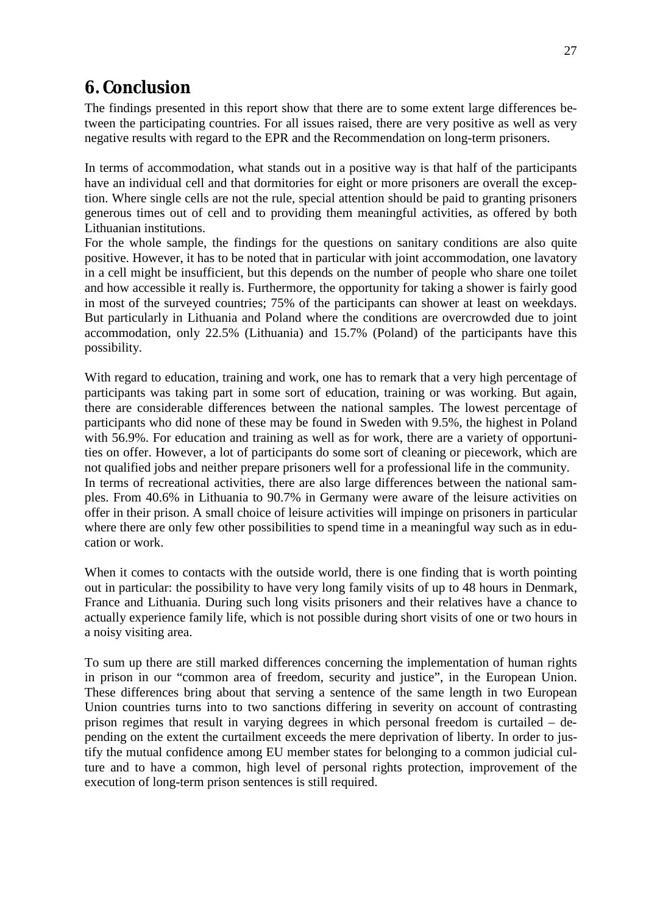# 6. Conclusion

The findings presented in this report show that there are to some extent large differences between the participating countries. For all issues raised, there are very positive as well as very negative results with regard to the EPR and the Recommendation on long-term prisoners.

In terms of accommodation, what stands out in a positive way is that half of the participants have an individual cell and that dormitories for eight or more prisoners are overall the exception. Where single cells are not the rule, special attention should be paid to granting prisoners generous times out of cell and to providing them meaningful activities, as offered by both Lithuanian institutions.

For the whole sample, the findings for the questions on sanitary conditions are also quite positive. However, it has to be noted that in particular with joint accommodation, one lavatory in a cell might be insufficient, but this depends on the number of people who share one toilet and how accessible it really is. Furthermore, the opportunity for taking a shower is fairly good in most of the surveyed countries; 75% of the participants can shower at least on weekdays. But particularly in Lithuania and Poland where the conditions are overcrowded due to joint accommodation, only 22.5% (Lithuania) and 15.7% (Poland) of the participants have this possibility.

With regard to education, training and work, one has to remark that a very high percentage of participants was taking part in some sort of education, training or was working. But again, there are considerable differences between the national samples. The lowest percentage of participants who did none of these may be found in Sweden with 9.5%, the highest in Poland with 56.9%. For education and training as well as for work, there are a variety of opportunities on offer. However, a lot of participants do some sort of cleaning or piecework, which are not qualified jobs and neither prepare prisoners well for a professional life in the community.

In terms of recreational activities, there are also large differences between the national samples. From 40.6% in Lithuania to 90.7% in Germany were aware of the leisure activities on offer in their prison. A small choice of leisure activities will impinge on prisoners in particular where there are only few other possibilities to spend time in a meaningful way such as in education or work.

When it comes to contacts with the outside world, there is one finding that is worth pointing out in particular: the possibility to have very long family visits of up to 48 hours in Denmark, France and Lithuania. During such long visits prisoners and their relatives have a chance to actually experience family life, which is not possible during short visits of one or two hours in a noisy visiting area.

To sum up there are still marked differences concerning the implementation of human rights in prison in our "common area of freedom, security and justice", in the European Union. These differences bring about that serving a sentence of the same length in two European Union countries turns into to two sanctions differing in severity on account of contrasting prison regimes that result in varying degrees in which personal freedom is curtailed – depending on the extent the curtailment exceeds the mere deprivation of liberty. In order to justify the mutual confidence among EU member states for belonging to a common judicial culture and to have a common, high level of personal rights protection, improvement of the execution of long-term prison sentences is still required.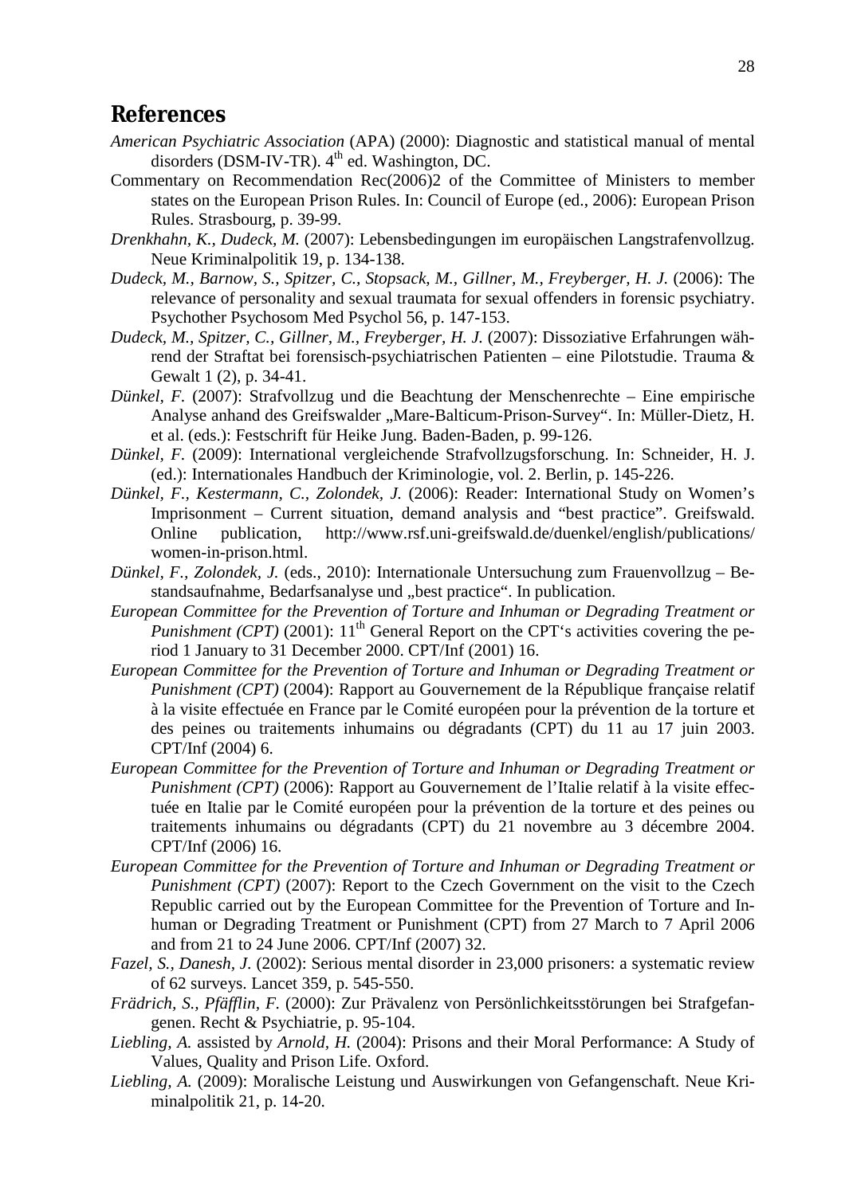## References

*American Psychiatric Association* (APA) (2000): Diagnostic and statistical manual of mental disorders (DSM-IV-TR). 4th ed. Washington, DC.

Commentary on Recommendation Rec(2006)2 of the Committee of Ministers to member states on the European Prison Rules. In: Council of Europe (ed., 2006): European Prison Rules. Strasbourg, p. 39-99.

*Drenkhahn, K., Dudeck, M.* (2007): Lebensbedingungen im europäischen Langstrafenvollzug. Neue Kriminalpolitik 19, p. 134-138.

*Dudeck, M., Barnow, S., Spitzer, C., Stopsack, M., Gillner, M., Freyberger, H. J.* (2006): The relevance of personality and sexual traumata for sexual offenders in forensic psychiatry. Psychother Psychosom Med Psychol 56, p. 147-153.

*Dudeck, M., Spitzer, C., Gillner, M., Freyberger, H. J.* (2007): Dissoziative Erfahrungen während der Straftat bei forensisch-psychiatrischen Patienten – eine Pilotstudie. Trauma & Gewalt 1 (2), p. 34-41.

*Dünkel, F.* (2007): Strafvollzug und die Beachtung der Menschenrechte – Eine empirische Analyse anhand des Greifswalder „Mare-Balticum-Prison-Survey". In: Müller-Dietz, H. et al. (eds.): Festschrift für Heike Jung. Baden-Baden, p. 99-126.

*Dünkel, F.* (2009): International vergleichende Strafvollzugsforschung. In: Schneider, H. J. (ed.): Internationales Handbuch der Kriminologie, vol. 2. Berlin, p. 145-226.

*Dünkel, F., Kestermann, C., Zolondek, J.* (2006): Reader: International Study on Women's Imprisonment – Current situation, demand analysis and "best practice". Greifswald. Online publication, http://www.rsf.uni-greifswald.de/duenkel/english/publications/women-in-prison.html.

*Dünkel, F., Zolondek, J.* (eds., 2010): Internationale Untersuchung zum Frauenvollzug – Bestandsaufnahme, Bedarfsanalyse und „best practice". In publication.

*European Committee for the Prevention of Torture and Inhuman or Degrading Treatment or Punishment (CPT)* (2001): 11th General Report on the CPT's activities covering the period 1 January to 31 December 2000. CPT/Inf (2001) 16.

*European Committee for the Prevention of Torture and Inhuman or Degrading Treatment or Punishment (CPT)* (2004): Rapport au Gouvernement de la République française relatif à la visite effectuée en France par le Comité européen pour la prévention de la torture et des peines ou traitements inhumains ou dégradants (CPT) du 11 au 17 juin 2003. CPT/Inf (2004) 6.

*European Committee for the Prevention of Torture and Inhuman or Degrading Treatment or Punishment (CPT)* (2006): Rapport au Gouvernement de l'Italie relatif à la visite effectuée en Italie par le Comité européen pour la prévention de la torture et des peines ou traitements inhumains ou dégradants (CPT) du 21 novembre au 3 décembre 2004. CPT/Inf (2006) 16.

*European Committee for the Prevention of Torture and Inhuman or Degrading Treatment or Punishment (CPT)* (2007): Report to the Czech Government on the visit to the Czech Republic carried out by the European Committee for the Prevention of Torture and Inhuman or Degrading Treatment or Punishment (CPT) from 27 March to 7 April 2006 and from 21 to 24 June 2006. CPT/Inf (2007) 32.

*Fazel, S., Danesh, J.* (2002): Serious mental disorder in 23,000 prisoners: a systematic review of 62 surveys. Lancet 359, p. 545-550.

*Frädrich, S., Pfäfflin, F.* (2000): Zur Prävalenz von Persönlichkeitsstörungen bei Strafgefangenen. Recht & Psychiatrie, p. 95-104.

*Liebling, A.* assisted by *Arnold, H.* (2004): Prisons and their Moral Performance: A Study of Values, Quality and Prison Life. Oxford.

*Liebling, A.* (2009): Moralische Leistung und Auswirkungen von Gefangenschaft. Neue Kriminalpolitik 21, p. 14-20.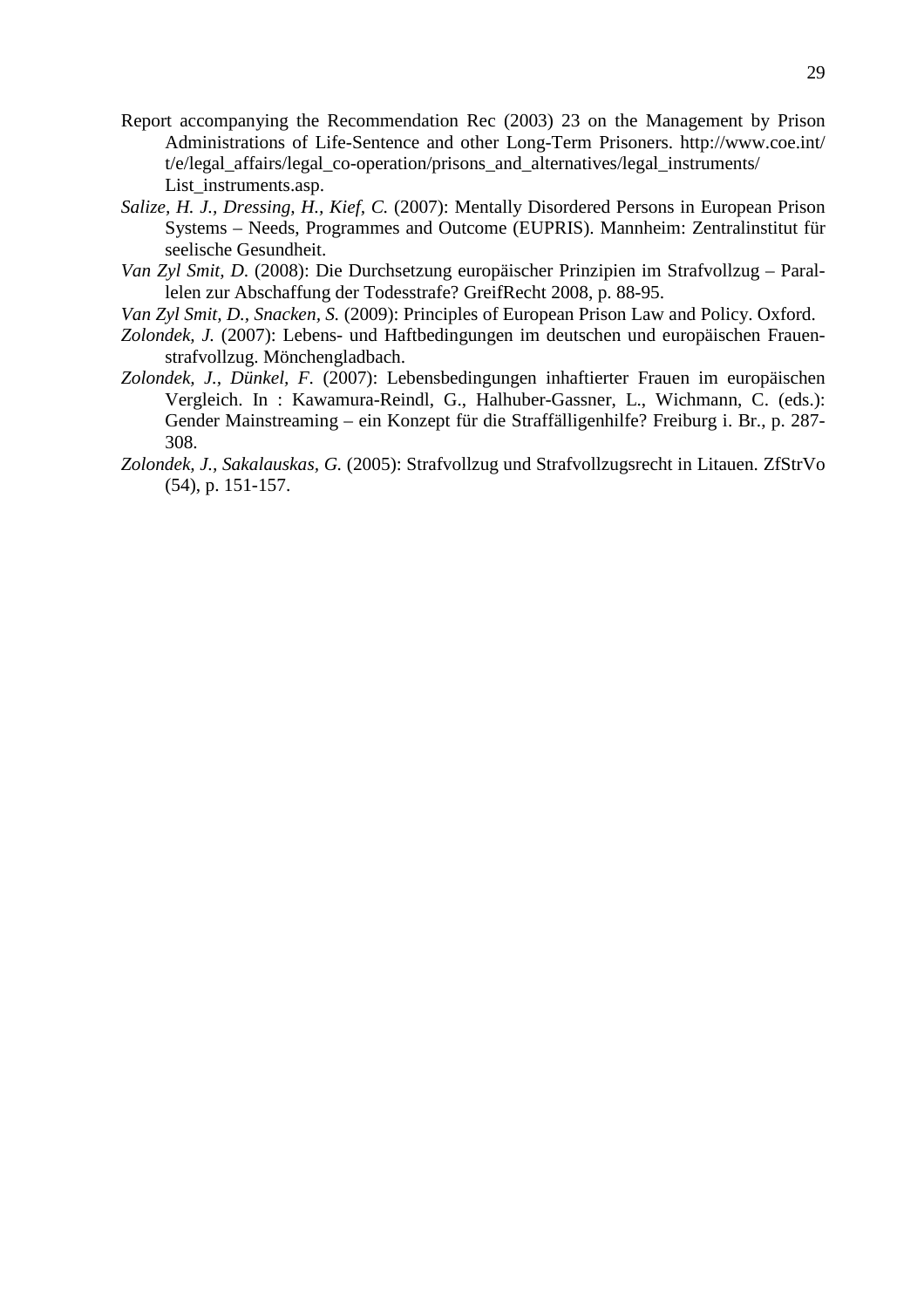Report accompanying the Recommendation Rec (2003) 23 on the Management by Prison Administrations of Life-Sentence and other Long-Term Prisoners. http://www.coe.int/t/e/legal_affairs/legal_co-operation/prisons_and_alternatives/legal_instruments/List_instruments.asp.

*Salize, H. J., Dressing, H., Kief, C.* (2007): Mentally Disordered Persons in European Prison Systems – Needs, Programmes and Outcome (EUPRIS). Mannheim: Zentralinstitut für seelische Gesundheit.

*Van Zyl Smit, D.* (2008): Die Durchsetzung europäischer Prinzipien im Strafvollzug – Parallelen zur Abschaffung der Todesstrafe? GreifRecht 2008, p. 88-95.

*Van Zyl Smit, D., Snacken, S.* (2009): Principles of European Prison Law and Policy. Oxford.

*Zolondek, J.* (2007): Lebens- und Haftbedingungen im deutschen und europäischen Frauenstrafvollzug. Mönchengladbach.

*Zolondek, J., Dünkel, F.* (2007): Lebensbedingungen inhaftierter Frauen im europäischen Vergleich. In : Kawamura-Reindl, G., Halhuber-Gassner, L., Wichmann, C. (eds.): Gender Mainstreaming – ein Konzept für die Straffälligenhilfe? Freiburg i. Br., p. 287-308.

*Zolondek, J., Sakalauskas, G.* (2005): Strafvollzug und Strafvollzugsrecht in Litauen. ZfStrVo (54), p. 151-157.